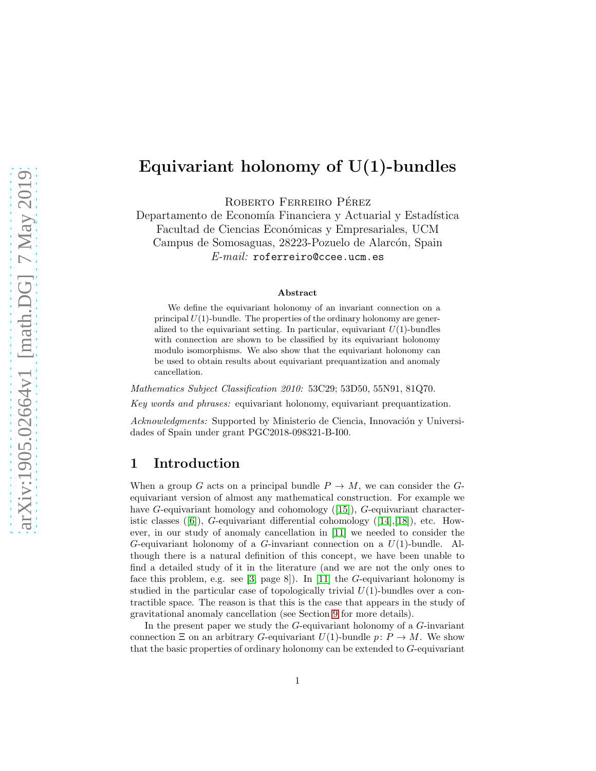# Equivariant holonomy of U(1)-bundles

Roberto Ferreiro Pérez
Departamento de Economía Financiera y Actuarial y Estadística
Facultad de Ciencias Económicas y Empresariales, UCM
Campus de Somosaguas, 28223-Pozuelo de Alarcón, Spain
*E-mail:* roferreiro@ccee.ucm.es

### Abstract

We define the equivariant holonomy of an invariant connection on a principal $U(1)$-bundle. The properties of the ordinary holonomy are generalized to the equivariant setting. In particular, equivariant $U(1)$-bundles with connection are shown to be classified by its equivariant holonomy modulo isomorphisms. We also show that the equivariant holonomy can be used to obtain results about equivariant prequantization and anomaly cancellation.

*Mathematics Subject Classification 2010:* 53C29; 53D50, 55N91, 81Q70.

*Key words and phrases:* equivariant holonomy, equivariant prequantization.

*Acknowledgments:* Supported by Ministerio de Ciencia, Innovación y Universidades of Spain under grant PGC2018-098321-B-I00.

## 1 Introduction

When a group $G$ acts on a principal bundle $P \to M$, we can consider the $G$-equivariant version of almost any mathematical construction. For example we have $G$-equivariant homology and cohomology ([15]), $G$-equivariant characteristic classes ([6]), $G$-equivariant differential cohomology ([14],[18]), etc. However, in our study of anomaly cancellation in [11] we needed to consider the $G$-equivariant holonomy of a $G$-invariant connection on a $U(1)$-bundle. Although there is a natural definition of this concept, we have been unable to find a detailed study of it in the literature (and we are not the only ones to face this problem, e.g. see [3, page 8]). In [11] the $G$-equivariant holonomy is studied in the particular case of topologically trivial $U(1)$-bundles over a contractible space. The reason is that this is the case that appears in the study of gravitational anomaly cancellation (see Section 9 for more details).

In the present paper we study the $G$-equivariant holonomy of a $G$-invariant connection $\Xi$ on an arbitrary $G$-equivariant $U(1)$-bundle $p\colon P \to M$. We show that the basic properties of ordinary holonomy can be extended to $G$-equivariant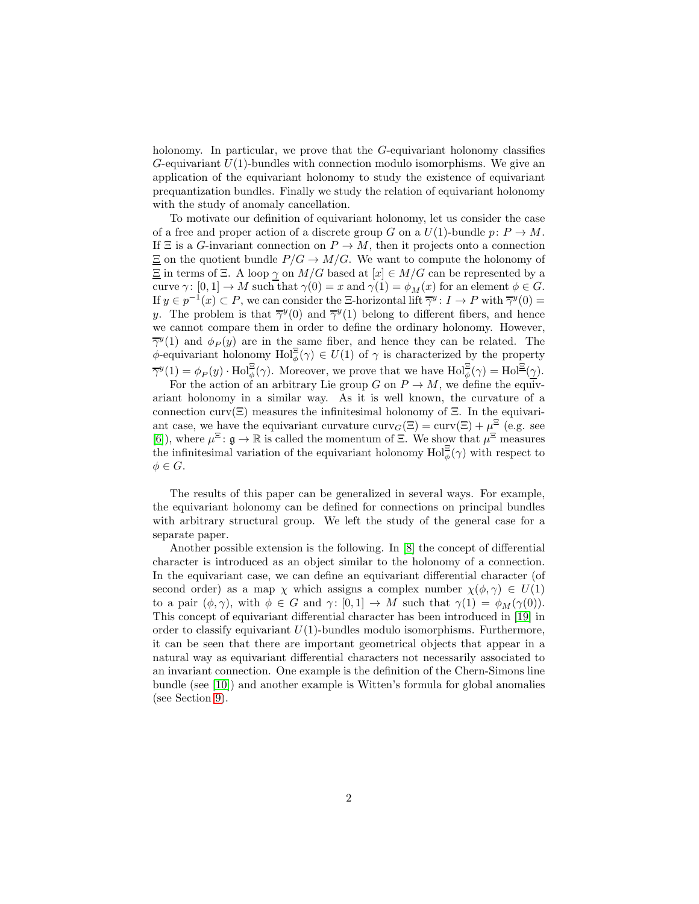holonomy. In particular, we prove that the $G$-equivariant holonomy classifies $G$-equivariant $U(1)$-bundles with connection modulo isomorphisms. We give an application of the equivariant holonomy to study the existence of equivariant prequantization bundles. Finally we study the relation of equivariant holonomy with the study of anomaly cancellation.

To motivate our definition of equivariant holonomy, let us consider the case of a free and proper action of a discrete group $G$ on a $U(1)$-bundle $p\colon P \to M$. If $\Xi$ is a $G$-invariant connection on $P \to M$, then it projects onto a connection $\underline{\Xi}$ on the quotient bundle $P/G \to M/G$. We want to compute the holonomy of $\underline{\Xi}$ in terms of $\Xi$. A loop $\underline{\gamma}$ on $M/G$ based at $[x] \in M/G$ can be represented by a curve $\gamma\colon [0,1] \to M$ such that $\gamma(0) = x$ and $\gamma(1) = \phi_M(x)$ for an element $\phi \in G$. If $y \in p^{-1}(x) \subset P$, we can consider the $\Xi$-horizontal lift $\overline{\gamma}^y\colon I \to P$ with $\overline{\gamma}^y(0) = y$. The problem is that $\overline{\gamma}^y(0)$ and $\overline{\gamma}^y(1)$ belong to different fibers, and hence we cannot compare them in order to define the ordinary holonomy. However, $\overline{\gamma}^y(1)$ and $\phi_P(y)$ are in the same fiber, and hence they can be related. The $\phi$-equivariant holonomy $\mathrm{Hol}_\phi^\Xi(\gamma) \in U(1)$ of $\gamma$ is characterized by the property $\overline{\gamma}^y(1) = \phi_P(y) \cdot \mathrm{Hol}_\phi^\Xi(\gamma)$. Moreover, we prove that we have $\mathrm{Hol}_\phi^\Xi(\gamma) = \mathrm{Hol}^{\underline{\Xi}}(\underline{\gamma})$.

For the action of an arbitrary Lie group $G$ on $P \to M$, we define the equivariant holonomy in a similar way. As it is well known, the curvature of a connection $\mathrm{curv}(\Xi)$ measures the infinitesimal holonomy of $\Xi$. In the equivariant case, we have the equivariant curvature $\mathrm{curv}_G(\Xi) = \mathrm{curv}(\Xi) + \mu^\Xi$ (e.g. see [6]), where $\mu^\Xi\colon \mathfrak{g} \to \mathbb{R}$ is called the momentum of $\Xi$. We show that $\mu^\Xi$ measures the infinitesimal variation of the equivariant holonomy $\mathrm{Hol}_\phi^\Xi(\gamma)$ with respect to $\phi \in G$.

The results of this paper can be generalized in several ways. For example, the equivariant holonomy can be defined for connections on principal bundles with arbitrary structural group. We left the study of the general case for a separate paper.

Another possible extension is the following. In [8] the concept of differential character is introduced as an object similar to the holonomy of a connection. In the equivariant case, we can define an equivariant differential character (of second order) as a map $\chi$ which assigns a complex number $\chi(\phi, \gamma) \in U(1)$ to a pair $(\phi, \gamma)$, with $\phi \in G$ and $\gamma\colon [0,1] \to M$ such that $\gamma(1) = \phi_M(\gamma(0))$. This concept of equivariant differential character has been introduced in [19] in order to classify equivariant $U(1)$-bundles modulo isomorphisms. Furthermore, it can be seen that there are important geometrical objects that appear in a natural way as equivariant differential characters not necessarily associated to an invariant connection. One example is the definition of the Chern-Simons line bundle (see [10]) and another example is Witten's formula for global anomalies (see Section 9).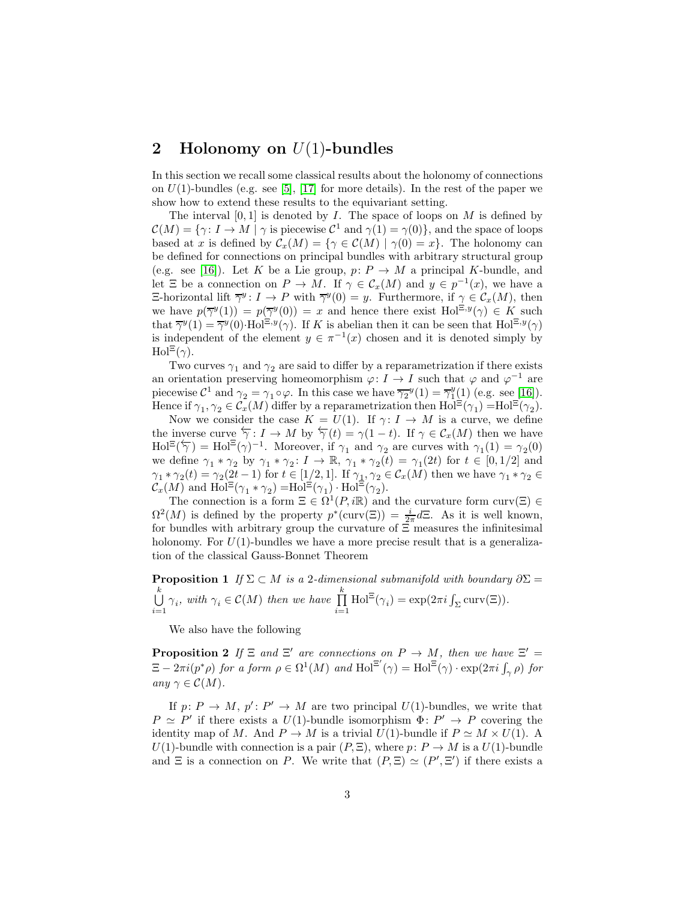## 2 Holonomy on $U(1)$-bundles

In this section we recall some classical results about the holonomy of connections on $U(1)$-bundles (e.g. see [5], [17] for more details). In the rest of the paper we show how to extend these results to the equivariant setting.

The interval $[0,1]$ is denoted by $I$. The space of loops on $M$ is defined by $\mathcal{C}(M) = \{\gamma\colon I \to M \mid \gamma \text{ is piecewise } \mathcal{C}^1 \text{ and } \gamma(1) = \gamma(0)\}$, and the space of loops based at $x$ is defined by $\mathcal{C}_x(M) = \{\gamma \in \mathcal{C}(M) \mid \gamma(0) = x\}$. The holonomy can be defined for connections on principal bundles with arbitrary structural group (e.g. see [16]). Let $K$ be a Lie group, $p\colon P \to M$ a principal $K$-bundle, and let $\Xi$ be a connection on $P \to M$. If $\gamma \in \mathcal{C}_x(M)$ and $y \in p^{-1}(x)$, we have a $\Xi$-horizontal lift $\overline{\gamma}^y\colon I \to P$ with $\overline{\gamma}^y(0) = y$. Furthermore, if $\gamma \in \mathcal{C}_x(M)$, then we have $p(\overline{\gamma}^y(1)) = p(\overline{\gamma}^y(0)) = x$ and hence there exist $\mathrm{Hol}^{\Xi,y}(\gamma) \in K$ such that $\overline{\gamma}^y(1) = \overline{\gamma}^y(0)\cdot \mathrm{Hol}^{\Xi,y}(\gamma)$. If $K$ is abelian then it can be seen that $\mathrm{Hol}^{\Xi,y}(\gamma)$ is independent of the element $y \in \pi^{-1}(x)$ chosen and it is denoted simply by $\mathrm{Hol}^{\Xi}(\gamma)$.

Two curves $\gamma_1$ and $\gamma_2$ are said to differ by a reparametrization if there exists an orientation preserving homeomorphism $\varphi\colon I \to I$ such that $\varphi$ and $\varphi^{-1}$ are piecewise $\mathcal{C}^1$ and $\gamma_2 = \gamma_1 \circ \varphi$. In this case we have $\overline{\gamma_2}^y(1) = \overline{\gamma}_1^y(1)$ (e.g. see [16]). Hence if $\gamma_1, \gamma_2 \in \mathcal{C}_x(M)$ differ by a reparametrization then $\mathrm{Hol}^{\Xi}(\gamma_1) = \mathrm{Hol}^{\Xi}(\gamma_2)$.

Now we consider the case $K = U(1)$. If $\gamma\colon I \to M$ is a curve, we define the inverse curve $\overleftarrow{\gamma}\colon I \to M$ by $\overleftarrow{\gamma}(t) = \gamma(1-t)$. If $\gamma \in \mathcal{C}_x(M)$ then we have $\mathrm{Hol}^{\Xi}(\overleftarrow{\gamma}) = \mathrm{Hol}^{\Xi}(\gamma)^{-1}$. Moreover, if $\gamma_1$ and $\gamma_2$ are curves with $\gamma_1(1) = \gamma_2(0)$ we define $\gamma_1 * \gamma_2$ by $\gamma_1 * \gamma_2\colon I \to \mathbb{R}$, $\gamma_1 * \gamma_2(t) = \gamma_1(2t)$ for $t \in [0, 1/2]$ and $\gamma_1 * \gamma_2(t) = \gamma_2(2t-1)$ for $t \in [1/2, 1]$. If $\gamma_1, \gamma_2 \in \mathcal{C}_x(M)$ then we have $\gamma_1 * \gamma_2 \in \mathcal{C}_x(M)$ and $\mathrm{Hol}^{\Xi}(\gamma_1 * \gamma_2) = \mathrm{Hol}^{\Xi}(\gamma_1) \cdot \mathrm{Hol}^{\Xi}(\gamma_2)$.

The connection is a form $\Xi \in \Omega^1(P, i\mathbb{R})$ and the curvature form $\mathrm{curv}(\Xi) \in \Omega^2(M)$ is defined by the property $p^*(\mathrm{curv}(\Xi)) = \frac{i}{2\pi} d\Xi$. As it is well known, for bundles with arbitrary group the curvature of $\Xi$ measures the infinitesimal holonomy. For $U(1)$-bundles we have a more precise result that is a generalization of the classical Gauss-Bonnet Theorem

**Proposition 1** *If $\Sigma \subset M$ is a 2-dimensional submanifold with boundary $\partial\Sigma = \bigcup_{i=1}^{k} \gamma_i$, with $\gamma_i \in \mathcal{C}(M)$ then we have $\prod_{i=1}^{k} \mathrm{Hol}^{\Xi}(\gamma_i) = \exp(2\pi i \int_\Sigma \mathrm{curv}(\Xi))$.*

We also have the following

**Proposition 2** *If $\Xi$ and $\Xi'$ are connections on $P \to M$, then we have $\Xi' = \Xi - 2\pi i(p^*\rho)$ for a form $\rho \in \Omega^1(M)$ and $\mathrm{Hol}^{\Xi'}(\gamma) = \mathrm{Hol}^{\Xi}(\gamma) \cdot \exp(2\pi i \int_\gamma \rho)$ for any $\gamma \in \mathcal{C}(M)$.*

If $p\colon P \to M$, $p'\colon P' \to M$ are two principal $U(1)$-bundles, we write that $P \simeq P'$ if there exists a $U(1)$-bundle isomorphism $\Phi\colon P' \to P$ covering the identity map of $M$. And $P \to M$ is a trivial $U(1)$-bundle if $P \simeq M \times U(1)$. A $U(1)$-bundle with connection is a pair $(P, \Xi)$, where $p\colon P \to M$ is a $U(1)$-bundle and $\Xi$ is a connection on $P$. We write that $(P, \Xi) \simeq (P', \Xi')$ if there exists a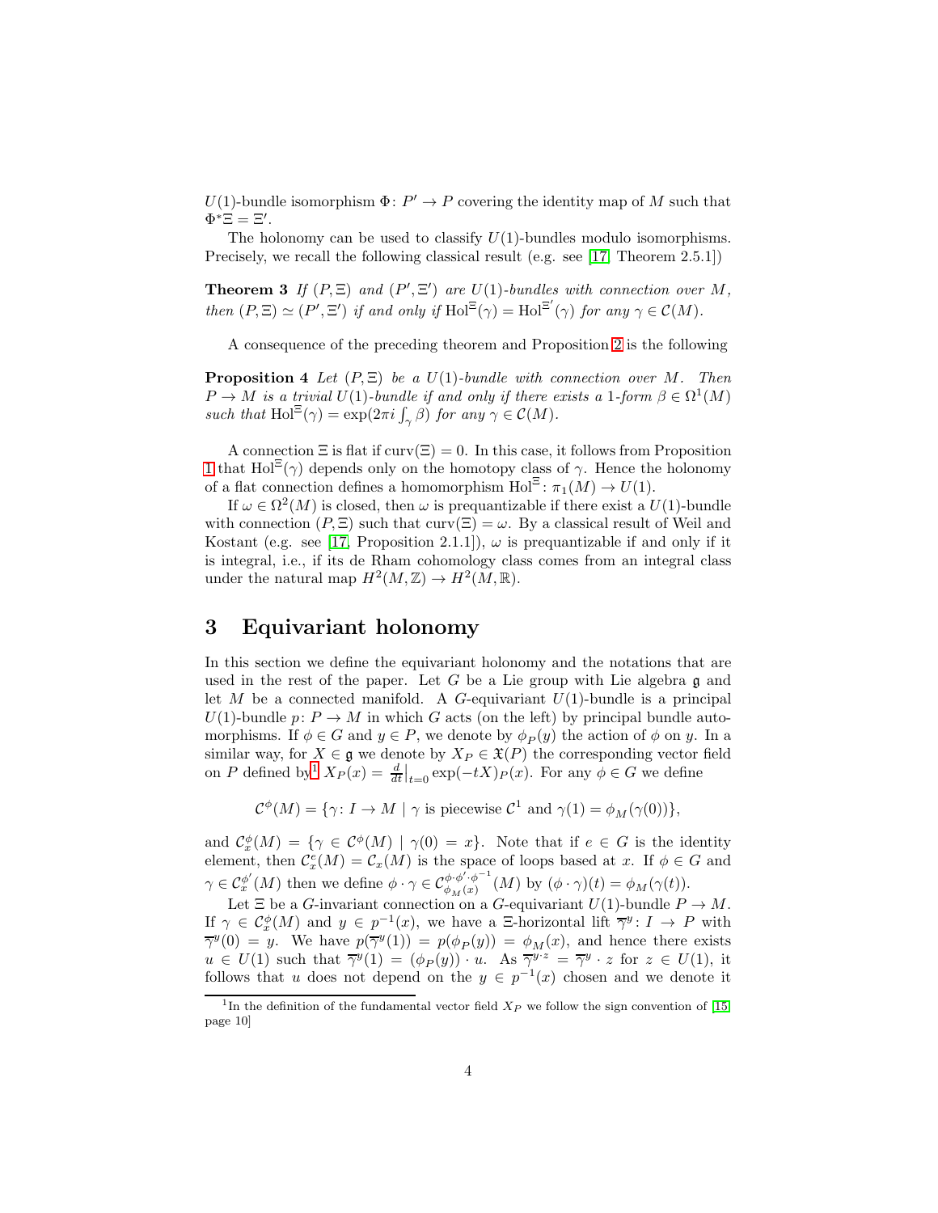$U(1)$-bundle isomorphism $\Phi\colon P' \to P$ covering the identity map of $M$ such that $\Phi^*\Xi = \Xi'$.

The holonomy can be used to classify $U(1)$-bundles modulo isomorphisms. Precisely, we recall the following classical result (e.g. see [17, Theorem 2.5.1])

**Theorem 3** *If $(P, \Xi)$ and $(P', \Xi')$ are $U(1)$-bundles with connection over $M$, then $(P, \Xi) \simeq (P', \Xi')$ if and only if $\mathrm{Hol}^{\Xi}(\gamma) = \mathrm{Hol}^{\Xi'}(\gamma)$ for any $\gamma \in \mathcal{C}(M)$.*

A consequence of the preceding theorem and Proposition 2 is the following

**Proposition 4** *Let $(P, \Xi)$ be a $U(1)$-bundle with connection over $M$. Then $P \to M$ is a trivial $U(1)$-bundle if and only if there exists a 1-form $\beta \in \Omega^1(M)$ such that $\mathrm{Hol}^{\Xi}(\gamma) = \exp(2\pi i \int_\gamma \beta)$ for any $\gamma \in \mathcal{C}(M)$.*

A connection $\Xi$ is flat if $\mathrm{curv}(\Xi) = 0$. In this case, it follows from Proposition 1 that $\mathrm{Hol}^{\Xi}(\gamma)$ depends only on the homotopy class of $\gamma$. Hence the holonomy of a flat connection defines a homomorphism $\mathrm{Hol}^{\Xi}\colon \pi_1(M) \to U(1)$.

If $\omega \in \Omega^2(M)$ is closed, then $\omega$ is prequantizable if there exist a $U(1)$-bundle with connection $(P, \Xi)$ such that $\mathrm{curv}(\Xi) = \omega$. By a classical result of Weil and Kostant (e.g. see [17, Proposition 2.1.1]), $\omega$ is prequantizable if and only if it is integral, i.e., if its de Rham cohomology class comes from an integral class under the natural map $H^2(M, \mathbb{Z}) \to H^2(M, \mathbb{R})$.

# 3 Equivariant holonomy

In this section we define the equivariant holonomy and the notations that are used in the rest of the paper. Let $G$ be a Lie group with Lie algebra $\mathfrak{g}$ and let $M$ be a connected manifold. A $G$-equivariant $U(1)$-bundle is a principal $U(1)$-bundle $p\colon P \to M$ in which $G$ acts (on the left) by principal bundle automorphisms. If $\phi \in G$ and $y \in P$, we denote by $\phi_P(y)$ the action of $\phi$ on $y$. In a similar way, for $X \in \mathfrak{g}$ we denote by $X_P \in \mathfrak{X}(P)$ the corresponding vector field on $P$ defined by[1] $X_P(x) = \frac{d}{dt}\big|_{t=0} \exp(-tX)_P(x)$. For any $\phi \in G$ we define

$$\mathcal{C}^{\phi}(M) = \{\gamma\colon I \to M \mid \gamma \text{ is piecewise } \mathcal{C}^1 \text{ and } \gamma(1) = \phi_M(\gamma(0))\},$$

and $\mathcal{C}^{\phi}_x(M) = \{\gamma \in \mathcal{C}^{\phi}(M) \mid \gamma(0) = x\}$. Note that if $e \in G$ is the identity element, then $\mathcal{C}^{e}_x(M) = \mathcal{C}_x(M)$ is the space of loops based at $x$. If $\phi \in G$ and $\gamma \in \mathcal{C}^{\phi'}_x(M)$ then we define $\phi \cdot \gamma \in \mathcal{C}^{\phi\cdot\phi'\cdot\phi^{-1}}_{\phi_M(x)}(M)$ by $(\phi \cdot \gamma)(t) = \phi_M(\gamma(t))$.

Let $\Xi$ be a $G$-invariant connection on a $G$-equivariant $U(1)$-bundle $P \to M$. If $\gamma \in \mathcal{C}^{\phi}_x(M)$ and $y \in p^{-1}(x)$, we have a $\Xi$-horizontal lift $\overline{\gamma}^y\colon I \to P$ with $\overline{\gamma}^y(0) = y$. We have $p(\overline{\gamma}^y(1)) = p(\phi_P(y)) = \phi_M(x)$, and hence there exists $u \in U(1)$ such that $\overline{\gamma}^y(1) = (\phi_P(y)) \cdot u$. As $\overline{\gamma}^{y\cdot z} = \overline{\gamma}^y \cdot z$ for $z \in U(1)$, it follows that $u$ does not depend on the $y \in p^{-1}(x)$ chosen and we denote it

[1] In the definition of the fundamental vector field $X_P$ we follow the sign convention of [15, page 10]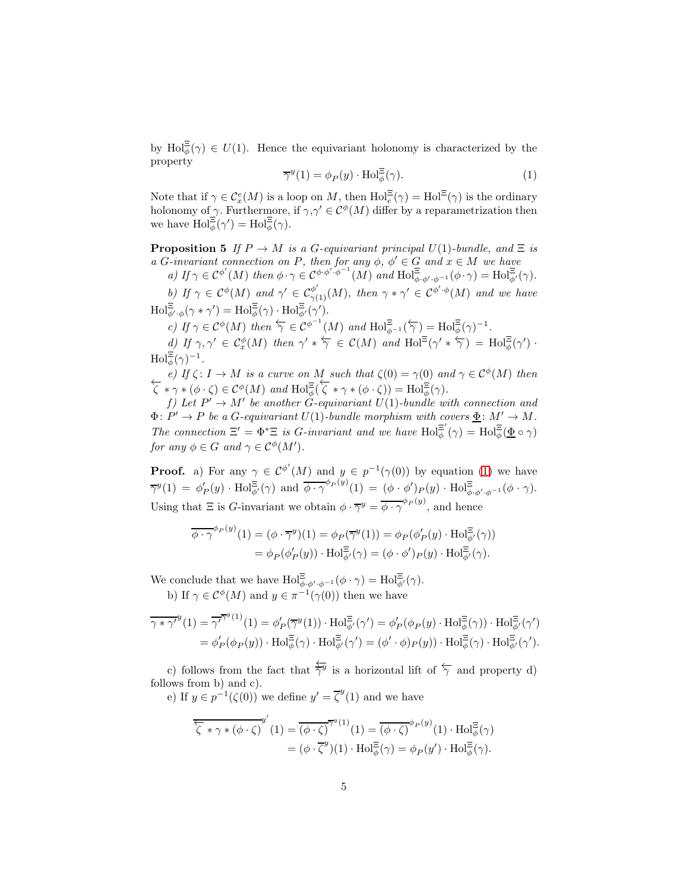by $\mathrm{Hol}^{\Xi}_{\phi}(\gamma) \in U(1)$. Hence the equivariant holonomy is characterized by the property

$$\overline{\gamma}^{y}(1) = \phi_P(y) \cdot \mathrm{Hol}^{\Xi}_{\phi}(\gamma). \tag{1}$$

Note that if $\gamma \in \mathcal{C}^e_x(M)$ is a loop on $M$, then $\mathrm{Hol}^{\Xi}_{e}(\gamma) = \mathrm{Hol}^{\Xi}(\gamma)$ is the ordinary holonomy of $\gamma$. Furthermore, if $\gamma, \gamma' \in \mathcal{C}^{\phi}(M)$ differ by a reparametrization then we have $\mathrm{Hol}^{\Xi}_{\phi}(\gamma') = \mathrm{Hol}^{\Xi}_{\phi}(\gamma)$.

**Proposition 5** *If $P \to M$ is a $G$-equivariant principal $U(1)$-bundle, and $\Xi$ is a $G$-invariant connection on $P$, then for any $\phi$, $\phi' \in G$ and $x \in M$ we have*

*a) If $\gamma \in \mathcal{C}^{\phi'}(M)$ then $\phi \cdot \gamma \in \mathcal{C}^{\phi \cdot \phi' \cdot \phi^{-1}}(M)$ and $\mathrm{Hol}^{\Xi}_{\phi \cdot \phi' \cdot \phi^{-1}}(\phi \cdot \gamma) = \mathrm{Hol}^{\Xi}_{\phi'}(\gamma)$.*

*b) If $\gamma \in \mathcal{C}^{\phi}(M)$ and $\gamma' \in \mathcal{C}^{\phi'}_{\gamma(1)}(M)$, then $\gamma * \gamma' \in \mathcal{C}^{\phi' \cdot \phi}(M)$ and we have $\mathrm{Hol}^{\Xi}_{\phi' \cdot \phi}(\gamma * \gamma') = \mathrm{Hol}^{\Xi}_{\phi}(\gamma) \cdot \mathrm{Hol}^{\Xi}_{\phi'}(\gamma')$.*

*c) If $\gamma \in \mathcal{C}^{\phi}(M)$ then $\overleftarrow{\gamma} \in \mathcal{C}^{\phi^{-1}}(M)$ and $\mathrm{Hol}^{\Xi}_{\phi^{-1}}(\overleftarrow{\gamma}) = \mathrm{Hol}^{\Xi}_{\phi}(\gamma)^{-1}$.*

*d) If $\gamma, \gamma' \in \mathcal{C}^{\phi}_x(M)$ then $\gamma' * \overleftarrow{\gamma} \in \mathcal{C}(M)$ and $\mathrm{Hol}^{\Xi}(\gamma' * \overleftarrow{\gamma}) = \mathrm{Hol}^{\Xi}_{\phi}(\gamma') \cdot \mathrm{Hol}^{\Xi}_{\phi}(\gamma)^{-1}$.*

*e) If $\zeta \colon I \to M$ is a curve on $M$ such that $\zeta(0) = \gamma(0)$ and $\gamma \in \mathcal{C}^{\phi}(M)$ then $\overleftarrow{\zeta} * \gamma * (\phi \cdot \zeta) \in \mathcal{C}^{\phi}(M)$ and $\mathrm{Hol}^{\Xi}_{\phi}(\overleftarrow{\zeta} * \gamma * (\phi \cdot \zeta)) = \mathrm{Hol}^{\Xi}_{\phi}(\gamma)$.*

*f) Let $P' \to M'$ be another $G$-equivariant $U(1)$-bundle with connection and $\Phi \colon P' \to P$ be a $G$-equivariant $U(1)$-bundle morphism with covers $\underline{\Phi} \colon M' \to M$. The connection $\Xi' = \Phi^* \Xi$ is $G$-invariant and we have $\mathrm{Hol}^{\Xi'}_{\phi}(\gamma) = \mathrm{Hol}^{\Xi}_{\phi}(\underline{\Phi} \circ \gamma)$ for any $\phi \in G$ and $\gamma \in \mathcal{C}^{\phi}(M')$.*

**Proof.** a) For any $\gamma \in \mathcal{C}^{\phi'}(M)$ and $y \in p^{-1}(\gamma(0))$ by equation (1) we have $\overline{\gamma}^{y}(1) = \phi'_P(y) \cdot \mathrm{Hol}^{\Xi}_{\phi'}(\gamma)$ and $\overline{\phi \cdot \gamma}^{\phi_P(y)}(1) = (\phi \cdot \phi')_P(y) \cdot \mathrm{Hol}^{\Xi}_{\phi \cdot \phi' \cdot \phi^{-1}}(\phi \cdot \gamma)$. Using that $\Xi$ is $G$-invariant we obtain $\phi \cdot \overline{\gamma}^{y} = \overline{\phi \cdot \gamma}^{\phi_P(y)}$, and hence

$$\begin{aligned}
\overline{\phi \cdot \gamma}^{\phi_P(y)}(1) &= (\phi \cdot \overline{\gamma}^{y})(1) = \phi_P(\overline{\gamma}^{y}(1)) = \phi_P(\phi'_P(y) \cdot \mathrm{Hol}^{\Xi}_{\phi'}(\gamma)) \\
&= \phi_P(\phi'_P(y)) \cdot \mathrm{Hol}^{\Xi}_{\phi'}(\gamma) = (\phi \cdot \phi')_P(y) \cdot \mathrm{Hol}^{\Xi}_{\phi'}(\gamma).
\end{aligned}$$

We conclude that we have $\mathrm{Hol}^{\Xi}_{\phi \cdot \phi' \cdot \phi^{-1}}(\phi \cdot \gamma) = \mathrm{Hol}^{\Xi}_{\phi'}(\gamma)$.

b) If $\gamma \in \mathcal{C}^{\phi}(M)$ and $y \in \pi^{-1}(\gamma(0))$ then we have

$$\begin{aligned}
\overline{\gamma * \gamma'}^{y}(1) &= \overline{\gamma'}^{\overline{\gamma}^{y}(1)}(1) = \phi'_P(\overline{\gamma}^{y}(1)) \cdot \mathrm{Hol}^{\Xi}_{\phi'}(\gamma') = \phi'_P(\phi_P(y) \cdot \mathrm{Hol}^{\Xi}_{\phi}(\gamma)) \cdot \mathrm{Hol}^{\Xi}_{\phi'}(\gamma') \\
&= \phi'_P(\phi_P(y)) \cdot \mathrm{Hol}^{\Xi}_{\phi}(\gamma) \cdot \mathrm{Hol}^{\Xi}_{\phi'}(\gamma') = (\phi' \cdot \phi)_P(y)) \cdot \mathrm{Hol}^{\Xi}_{\phi}(\gamma) \cdot \mathrm{Hol}^{\Xi}_{\phi'}(\gamma').
\end{aligned}$$

c) follows from the fact that $\overleftarrow{\overline{\gamma}^{y}}$ is a horizontal lift of $\overleftarrow{\gamma}$ and property d) follows from b) and c).

e) If $y \in p^{-1}(\zeta(0))$ we define $y' = \overline{\zeta}^{y}(1)$ and we have

$$\begin{aligned}
\overline{\overleftarrow{\zeta} * \gamma * (\phi \cdot \zeta)}^{y'}(1) &= \overline{(\phi \cdot \zeta)}^{\overline{\gamma}^{y}(1)}(1) = \overline{(\phi \cdot \zeta)}^{\phi_P(y)}(1) \cdot \mathrm{Hol}^{\Xi}_{\phi}(\gamma) \\
&= (\phi \cdot \overline{\zeta}^{y})(1) \cdot \mathrm{Hol}^{\Xi}_{\phi}(\gamma) = \phi_P(y') \cdot \mathrm{Hol}^{\Xi}_{\phi}(\gamma).
\end{aligned}$$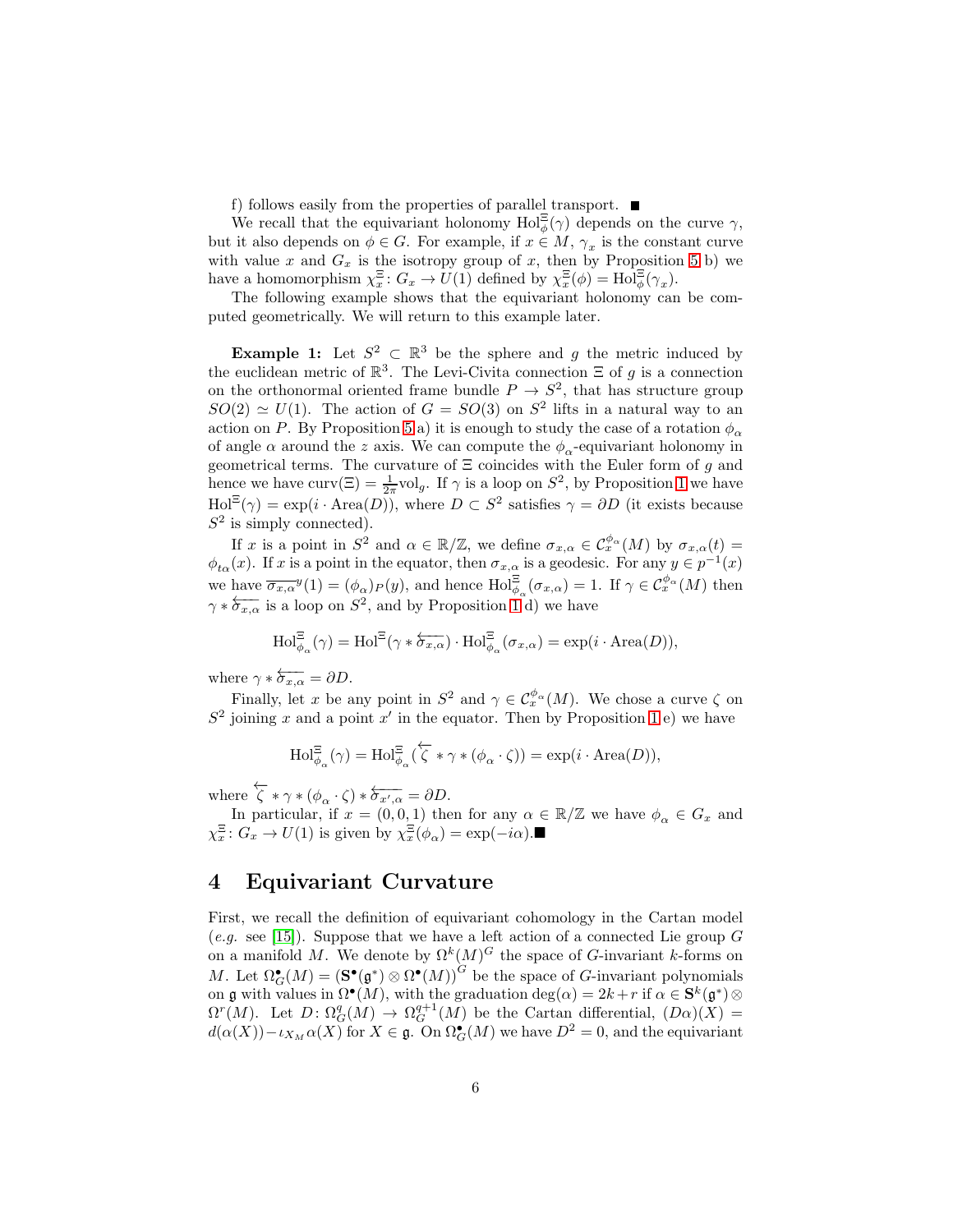f) follows easily from the properties of parallel transport. ■

We recall that the equivariant holonomy $\mathrm{Hol}^{\Xi}_{\phi}(\gamma)$ depends on the curve $\gamma$, but it also depends on $\phi \in G$. For example, if $x \in M$, $\gamma_x$ is the constant curve with value $x$ and $G_x$ is the isotropy group of $x$, then by Proposition 5 b) we have a homomorphism $\chi^{\Xi}_x \colon G_x \to U(1)$ defined by $\chi^{\Xi}_x(\phi) = \mathrm{Hol}^{\Xi}_{\phi}(\gamma_x)$.

The following example shows that the equivariant holonomy can be computed geometrically. We will return to this example later.

**Example 1:** Let $S^2 \subset \mathbb{R}^3$ be the sphere and $g$ the metric induced by the euclidean metric of $\mathbb{R}^3$. The Levi-Civita connection $\Xi$ of $g$ is a connection on the orthonormal oriented frame bundle $P \to S^2$, that has structure group $SO(2) \simeq U(1)$. The action of $G = SO(3)$ on $S^2$ lifts in a natural way to an action on $P$. By Proposition 5 a) it is enough to study the case of a rotation $\phi_\alpha$ of angle $\alpha$ around the $z$ axis. We can compute the $\phi_\alpha$-equivariant holonomy in geometrical terms. The curvature of $\Xi$ coincides with the Euler form of $g$ and hence we have $\mathrm{curv}(\Xi) = \frac{1}{2\pi}\mathrm{vol}_g$. If $\gamma$ is a loop on $S^2$, by Proposition 1 we have $\mathrm{Hol}^{\Xi}(\gamma) = \exp(i \cdot \mathrm{Area}(D))$, where $D \subset S^2$ satisfies $\gamma = \partial D$ (it exists because $S^2$ is simply connected).

If $x$ is a point in $S^2$ and $\alpha \in \mathbb{R}/\mathbb{Z}$, we define $\sigma_{x,\alpha} \in \mathcal{C}^{\phi_\alpha}_x(M)$ by $\sigma_{x,\alpha}(t) = \phi_{t\alpha}(x)$. If $x$ is a point in the equator, then $\sigma_{x,\alpha}$ is a geodesic. For any $y \in p^{-1}(x)$ we have $\overline{\sigma_{x,\alpha}}^{y}(1) = (\phi_\alpha)_P(y)$, and hence $\mathrm{Hol}^{\Xi}_{\phi_\alpha}(\sigma_{x,\alpha}) = 1$. If $\gamma \in \mathcal{C}^{\phi_\alpha}_x(M)$ then $\gamma * \overleftarrow{\sigma_{x,\alpha}}$ is a loop on $S^2$, and by Proposition 1 d) we have

$$\mathrm{Hol}^{\Xi}_{\phi_\alpha}(\gamma) = \mathrm{Hol}^{\Xi}(\gamma * \overleftarrow{\sigma_{x,\alpha}}) \cdot \mathrm{Hol}^{\Xi}_{\phi_\alpha}(\sigma_{x,\alpha}) = \exp(i \cdot \mathrm{Area}(D)),$$

where $\gamma * \overleftarrow{\sigma_{x,\alpha}} = \partial D$.

Finally, let $x$ be any point in $S^2$ and $\gamma \in \mathcal{C}^{\phi_\alpha}_x(M)$. We chose a curve $\zeta$ on $S^2$ joining $x$ and a point $x'$ in the equator. Then by Proposition 1 e) we have

$$\mathrm{Hol}^{\Xi}_{\phi_\alpha}(\gamma) = \mathrm{Hol}^{\Xi}_{\phi_\alpha}(\overleftarrow{\zeta} * \gamma * (\phi_\alpha \cdot \zeta)) = \exp(i \cdot \mathrm{Area}(D)),$$

where $\overleftarrow{\zeta} * \gamma * (\phi_\alpha \cdot \zeta) * \overleftarrow{\sigma_{x',\alpha}} = \partial D$.

In particular, if $x = (0,0,1)$ then for any $\alpha \in \mathbb{R}/\mathbb{Z}$ we have $\phi_\alpha \in G_x$ and $\chi^{\Xi}_x \colon G_x \to U(1)$ is given by $\chi^{\Xi}_x(\phi_\alpha) = \exp(-i\alpha)$.■

## 4 Equivariant Curvature

First, we recall the definition of equivariant cohomology in the Cartan model (*e.g.* see [15]). Suppose that we have a left action of a connected Lie group $G$ on a manifold $M$. We denote by $\Omega^k(M)^G$ the space of $G$-invariant $k$-forms on $M$. Let $\Omega^{\bullet}_G(M) = \left(\mathbf{S}^{\bullet}(\mathfrak{g}^*) \otimes \Omega^{\bullet}(M)\right)^G$ be the space of $G$-invariant polynomials on $\mathfrak{g}$ with values in $\Omega^{\bullet}(M)$, with the graduation $\deg(\alpha) = 2k + r$ if $\alpha \in \mathbf{S}^k(\mathfrak{g}^*) \otimes \Omega^r(M)$. Let $D \colon \Omega^q_G(M) \to \Omega^{q+1}_G(M)$ be the Cartan differential, $(D\alpha)(X) = d(\alpha(X)) - \iota_{X_M}\alpha(X)$ for $X \in \mathfrak{g}$. On $\Omega^{\bullet}_G(M)$ we have $D^2 = 0$, and the equivariant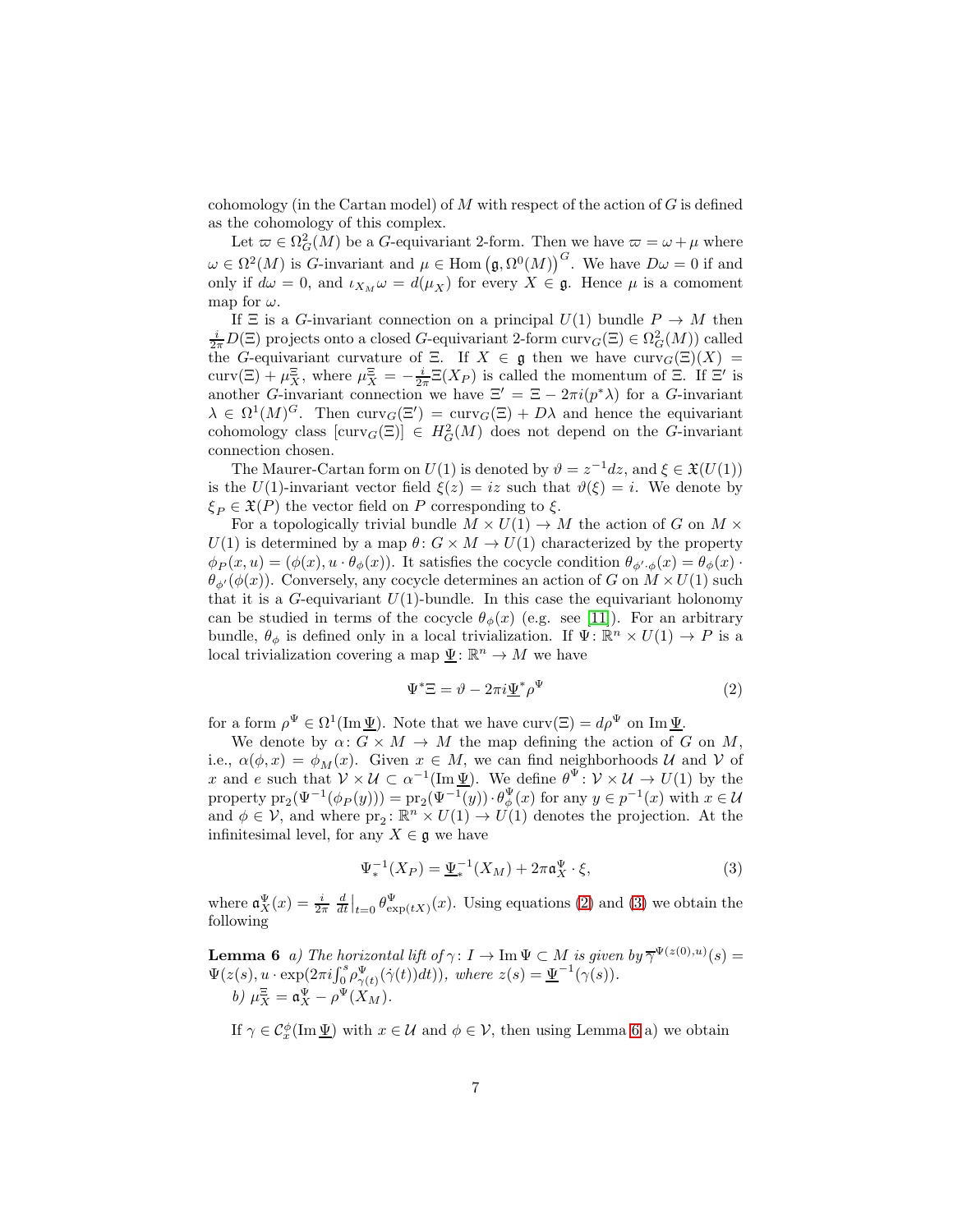cohomology (in the Cartan model) of $M$ with respect of the action of $G$ is defined as the cohomology of this complex.

Let $\varpi \in \Omega^2_G(M)$ be a $G$-equivariant 2-form. Then we have $\varpi = \omega + \mu$ where $\omega \in \Omega^2(M)$ is $G$-invariant and $\mu \in \mathrm{Hom}\left(\mathfrak{g}, \Omega^0(M)\right)^G$. We have $D\omega = 0$ if and only if $d\omega = 0$, and $\iota_{X_M}\omega = d(\mu_X)$ for every $X \in \mathfrak{g}$. Hence $\mu$ is a comoment map for $\omega$.

If $\Xi$ is a $G$-invariant connection on a principal $U(1)$ bundle $P \to M$ then $\frac{i}{2\pi}D(\Xi)$ projects onto a closed $G$-equivariant 2-form $\mathrm{curv}_G(\Xi) \in \Omega^2_G(M))$ called the $G$-equivariant curvature of $\Xi$. If $X \in \mathfrak{g}$ then we have $\mathrm{curv}_G(\Xi)(X) = \mathrm{curv}(\Xi) + \mu^{\Xi}_X$, where $\mu^{\Xi}_X = -\frac{i}{2\pi}\Xi(X_P)$ is called the momentum of $\Xi$. If $\Xi'$ is another $G$-invariant connection we have $\Xi' = \Xi - 2\pi i(p^*\lambda)$ for a $G$-invariant $\lambda \in \Omega^1(M)^G$. Then $\mathrm{curv}_G(\Xi') = \mathrm{curv}_G(\Xi) + D\lambda$ and hence the equivariant cohomology class $[\mathrm{curv}_G(\Xi)] \in H^2_G(M)$ does not depend on the $G$-invariant connection chosen.

The Maurer-Cartan form on $U(1)$ is denoted by $\vartheta = z^{-1}dz$, and $\xi \in \mathfrak{X}(U(1))$ is the $U(1)$-invariant vector field $\xi(z) = iz$ such that $\vartheta(\xi) = i$. We denote by $\xi_P \in \mathfrak{X}(P)$ the vector field on $P$ corresponding to $\xi$.

For a topologically trivial bundle $M \times U(1) \to M$ the action of $G$ on $M \times U(1)$ is determined by a map $\theta \colon G \times M \to U(1)$ characterized by the property $\phi_P(x, u) = (\phi(x), u \cdot \theta_\phi(x))$. It satisfies the cocycle condition $\theta_{\phi'\cdot\phi}(x) = \theta_\phi(x) \cdot \theta_{\phi'}(\phi(x))$. Conversely, any cocycle determines an action of $G$ on $M \times U(1)$ such that it is a $G$-equivariant $U(1)$-bundle. In this case the equivariant holonomy can be studied in terms of the cocycle $\theta_\phi(x)$ (e.g. see [11]). For an arbitrary bundle, $\theta_\phi$ is defined only in a local trivialization. If $\Psi \colon \mathbb{R}^n \times U(1) \to P$ is a local trivialization covering a map $\underline{\Psi} \colon \mathbb{R}^n \to M$ we have

$$\Psi^*\Xi = \vartheta - 2\pi i \underline{\Psi}^*\rho^{\Psi} \tag{2}$$

for a form $\rho^{\Psi} \in \Omega^1(\mathrm{Im}\,\underline{\Psi})$. Note that we have $\mathrm{curv}(\Xi) = d\rho^{\Psi}$ on $\mathrm{Im}\,\underline{\Psi}$.

We denote by $\alpha \colon G \times M \to M$ the map defining the action of $G$ on $M$, i.e., $\alpha(\phi, x) = \phi_M(x)$. Given $x \in M$, we can find neighborhoods $\mathcal{U}$ and $\mathcal{V}$ of $x$ and $e$ such that $\mathcal{V} \times \mathcal{U} \subset \alpha^{-1}(\mathrm{Im}\,\underline{\Psi})$. We define $\theta^{\Psi} \colon \mathcal{V} \times \mathcal{U} \to U(1)$ by the property $\mathrm{pr}_2(\Psi^{-1}(\phi_P(y))) = \mathrm{pr}_2(\Psi^{-1}(y)) \cdot \theta^{\Psi}_{\phi}(x)$ for any $y \in p^{-1}(x)$ with $x \in \mathcal{U}$ and $\phi \in \mathcal{V}$, and where $\mathrm{pr}_2 \colon \mathbb{R}^n \times U(1) \to U(1)$ denotes the projection. At the infinitesimal level, for any $X \in \mathfrak{g}$ we have

$$\Psi^{-1}_*(X_P) = \underline{\Psi}^{-1}_*(X_M) + 2\pi \mathfrak{a}^{\Psi}_X \cdot \xi, \tag{3}$$

where $\mathfrak{a}^{\Psi}_X(x) = \frac{i}{2\pi}\left.\frac{d}{dt}\right|_{t=0} \theta^{\Psi}_{\exp(tX)}(x)$. Using equations (2) and (3) we obtain the following

**Lemma 6** *a) The horizontal lift of $\gamma \colon I \to \mathrm{Im}\,\Psi \subset M$ is given by $\overline{\gamma}^{\Psi(z(0),u)}(s) = \Psi(z(s), u \cdot \exp(2\pi i \int_0^s \rho^{\Psi}_{\gamma(t)}(\dot{\gamma}(t))dt))$, where $z(s) = \underline{\Psi}^{-1}(\gamma(s))$.*
*b) $\mu^{\Xi}_X = \mathfrak{a}^{\Psi}_X - \rho^{\Psi}(X_M)$.*

If $\gamma \in \mathcal{C}^{\phi}_x(\mathrm{Im}\,\underline{\Psi})$ with $x \in \mathcal{U}$ and $\phi \in \mathcal{V}$, then using Lemma 6 a) we obtain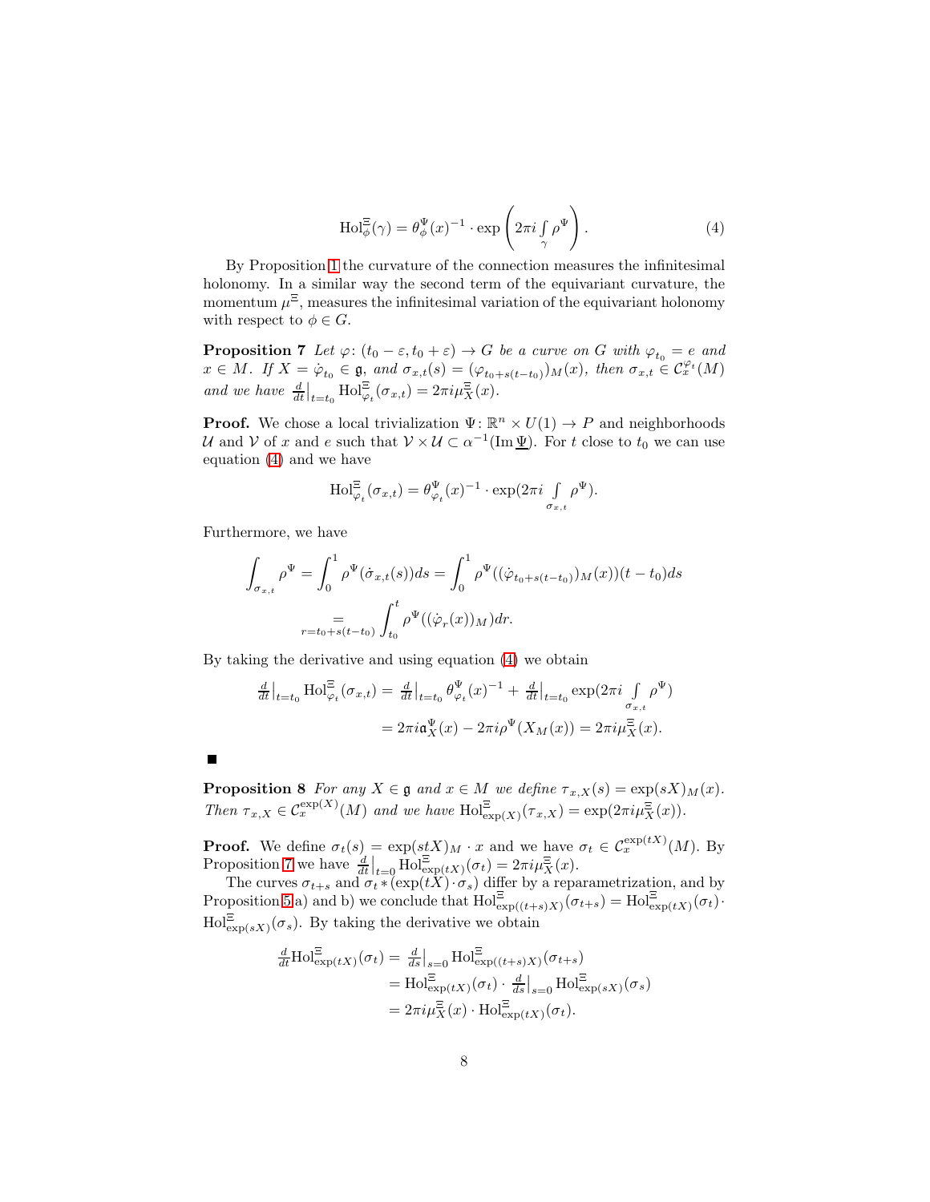$$\mathrm{Hol}^{\Xi}_{\phi}(\gamma) = \theta^{\Psi}_{\phi}(x)^{-1} \cdot \exp\left(2\pi i \int_{\gamma} \rho^{\Psi}\right). \tag{4}$$

By Proposition 1 the curvature of the connection measures the infinitesimal holonomy. In a similar way the second term of the equivariant curvature, the momentum $\mu^{\Xi}$, measures the infinitesimal variation of the equivariant holonomy with respect to $\phi \in G$.

**Proposition 7** *Let $\varphi\colon (t_0 - \varepsilon, t_0 + \varepsilon) \to G$ be a curve on $G$ with $\varphi_{t_0} = e$ and $x \in M$. If $X = \dot{\varphi}_{t_0} \in \mathfrak{g}$, and $\sigma_{x,t}(s) = (\varphi_{t_0 + s(t-t_0)})_M(x)$, then $\sigma_{x,t} \in \mathcal{C}^{\varphi_t}_x(M)$ and we have $\frac{d}{dt}\big|_{t=t_0} \mathrm{Hol}^{\Xi}_{\varphi_t}(\sigma_{x,t}) = 2\pi i \mu^{\Xi}_X(x)$.*

**Proof.** We chose a local trivialization $\Psi\colon \mathbb{R}^n \times U(1) \to P$ and neighborhoods $\mathcal{U}$ and $\mathcal{V}$ of $x$ and $e$ such that $\mathcal{V} \times \mathcal{U} \subset \alpha^{-1}(\mathrm{Im}\,\underline{\Psi})$. For $t$ close to $t_0$ we can use equation (4) and we have

$$\mathrm{Hol}^{\Xi}_{\varphi_t}(\sigma_{x,t}) = \theta^{\Psi}_{\varphi_t}(x)^{-1} \cdot \exp(2\pi i \int_{\sigma_{x,t}} \rho^{\Psi}).$$

Furthermore, we have

$$\int_{\sigma_{x,t}} \rho^{\Psi} = \int_0^1 \rho^{\Psi}(\dot{\sigma}_{x,t}(s))ds = \int_0^1 \rho^{\Psi}((\dot{\varphi}_{t_0+s(t-t_0)})_M(x))(t-t_0)ds$$
$$\underset{r=t_0+s(t-t_0)}{=} \int_{t_0}^{t} \rho^{\Psi}((\dot{\varphi}_r(x))_M)dr.$$

By taking the derivative and using equation (4) we obtain

$$\begin{aligned}
\tfrac{d}{dt}\big|_{t=t_0} \mathrm{Hol}^{\Xi}_{\varphi_t}(\sigma_{x,t}) &= \tfrac{d}{dt}\big|_{t=t_0} \theta^{\Psi}_{\varphi_t}(x)^{-1} + \tfrac{d}{dt}\big|_{t=t_0} \exp(2\pi i \int_{\sigma_{x,t}} \rho^{\Psi}) \\
&= 2\pi i \mathfrak{a}^{\Psi}_X(x) - 2\pi i \rho^{\Psi}(X_M(x)) = 2\pi i \mu^{\Xi}_X(x).
\end{aligned}$$

■

**Proposition 8** *For any $X \in \mathfrak{g}$ and $x \in M$ we define $\tau_{x,X}(s) = \exp(sX)_M(x)$. Then $\tau_{x,X} \in \mathcal{C}^{\exp(X)}_x(M)$ and we have $\mathrm{Hol}^{\Xi}_{\exp(X)}(\tau_{x,X}) = \exp(2\pi i \mu^{\Xi}_X(x))$.*

**Proof.** We define $\sigma_t(s) = \exp(stX)_M \cdot x$ and we have $\sigma_t \in \mathcal{C}^{\exp(tX)}_x(M)$. By Proposition 7 we have $\frac{d}{dt}\big|_{t=0} \mathrm{Hol}^{\Xi}_{\exp(tX)}(\sigma_t) = 2\pi i \mu^{\Xi}_X(x)$.

The curves $\sigma_{t+s}$ and $\sigma_t * (\exp(tX) \cdot \sigma_s)$ differ by a reparametrization, and by Proposition 5 a) and b) we conclude that $\mathrm{Hol}^{\Xi}_{\exp((t+s)X)}(\sigma_{t+s}) = \mathrm{Hol}^{\Xi}_{\exp(tX)}(\sigma_t) \cdot \mathrm{Hol}^{\Xi}_{\exp(sX)}(\sigma_s)$. By taking the derivative we obtain

$$\begin{aligned}
\tfrac{d}{dt} \mathrm{Hol}^{\Xi}_{\exp(tX)}(\sigma_t) &= \tfrac{d}{ds}\big|_{s=0} \mathrm{Hol}^{\Xi}_{\exp((t+s)X)}(\sigma_{t+s}) \\
&= \mathrm{Hol}^{\Xi}_{\exp(tX)}(\sigma_t) \cdot \tfrac{d}{ds}\big|_{s=0} \mathrm{Hol}^{\Xi}_{\exp(sX)}(\sigma_s) \\
&= 2\pi i \mu^{\Xi}_X(x) \cdot \mathrm{Hol}^{\Xi}_{\exp(tX)}(\sigma_t).
\end{aligned}$$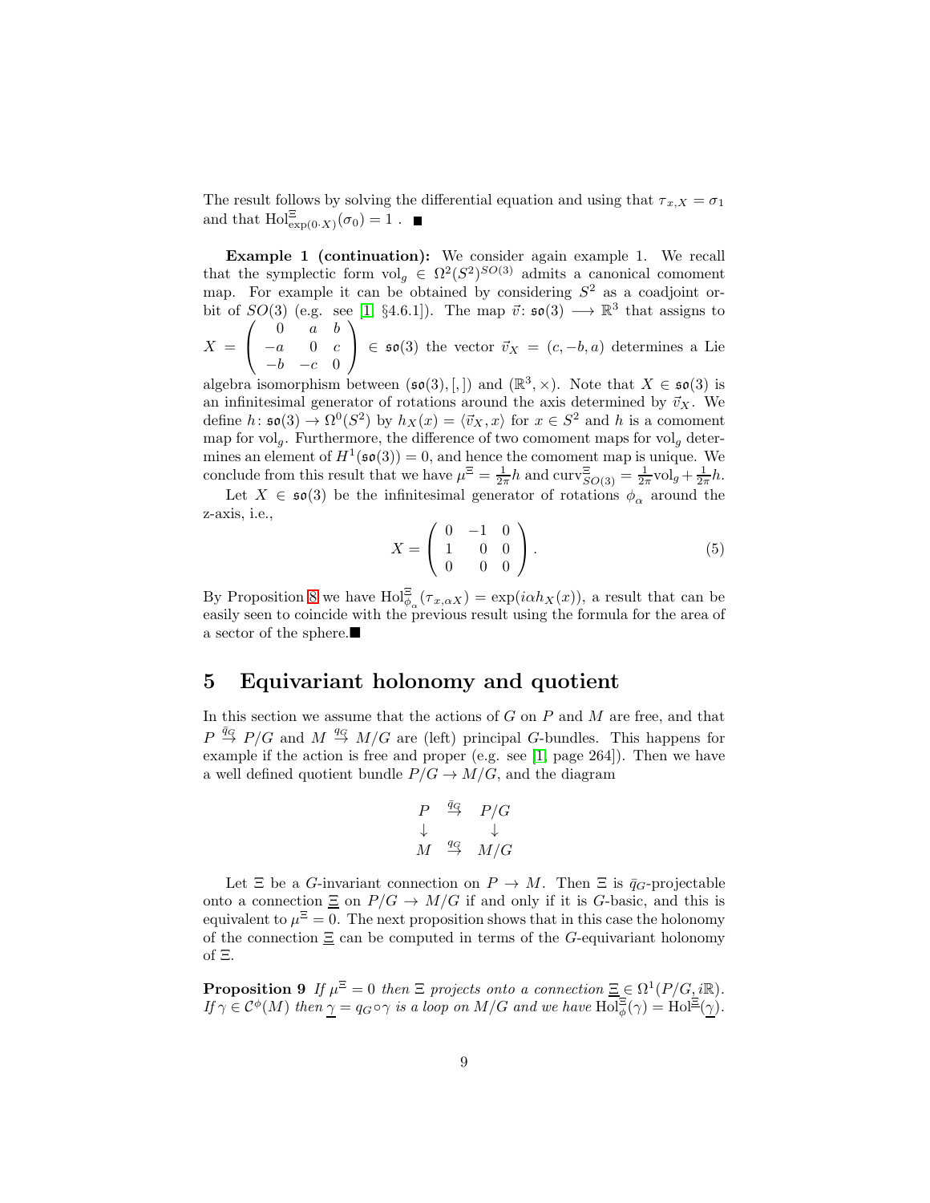The result follows by solving the differential equation and using that $\tau_{x,X} = \sigma_1$ and that $\mathrm{Hol}^{\Xi}_{\exp(0\cdot X)}(\sigma_0) = 1$ . ■

**Example 1 (continuation):** We consider again example 1. We recall that the symplectic form $\mathrm{vol}_g \in \Omega^2(S^2)^{SO(3)}$ admits a canonical comoment map. For example it can be obtained by considering $S^2$ as a coadjoint orbit of $SO(3)$ (e.g. see [1] §4.6.1]). The map $\vec{v}\colon \mathfrak{so}(3) \longrightarrow \mathbb{R}^3$ that assigns to $X = \begin{pmatrix} 0 & a & b \\ -a & 0 & c \\ -b & -c & 0 \end{pmatrix} \in \mathfrak{so}(3)$ the vector $\vec{v}_X = (c, -b, a)$ determines a Lie algebra isomorphism between $(\mathfrak{so}(3), [,])$ and $(\mathbb{R}^3, \times)$. Note that $X \in \mathfrak{so}(3)$ is an infinitesimal generator of rotations around the axis determined by $\vec{v}_X$. We define $h\colon \mathfrak{so}(3) \to \Omega^0(S^2)$ by $h_X(x) = \langle \vec{v}_X, x\rangle$ for $x \in S^2$ and $h$ is a comoment map for $\mathrm{vol}_g$. Furthermore, the difference of two comoment maps for $\mathrm{vol}_g$ determines an element of $H^1(\mathfrak{so}(3)) = 0$, and hence the comoment map is unique. We conclude from this result that we have $\mu^{\Xi} = \frac{1}{2\pi}h$ and $\mathrm{curv}^{\Xi}_{SO(3)} = \frac{1}{2\pi}\mathrm{vol}_g + \frac{1}{2\pi}h$.

Let $X \in \mathfrak{so}(3)$ be the infinitesimal generator of rotations $\phi_\alpha$ around the z-axis, i.e.,

$$X = \begin{pmatrix} 0 & -1 & 0 \\ 1 & 0 & 0 \\ 0 & 0 & 0 \end{pmatrix}. \tag{5}$$

By Proposition 8 we have $\mathrm{Hol}^{\Xi}_{\phi_\alpha}(\tau_{x,\alpha X}) = \exp(i\alpha h_X(x))$, a result that can be easily seen to coincide with the previous result using the formula for the area of a sector of the sphere.■

## 5 Equivariant holonomy and quotient

In this section we assume that the actions of $G$ on $P$ and $M$ are free, and that $P \overset{\bar{q}_G}{\to} P/G$ and $M \overset{q_G}{\to} M/G$ are (left) principal $G$-bundles. This happens for example if the action is free and proper (e.g. see [1] page 264]). Then we have a well defined quotient bundle $P/G \to M/G$, and the diagram

$$\begin{array}{ccc} P & \overset{\bar{q}_G}{\to} & P/G \\ \downarrow & & \downarrow \\ M & \overset{q_G}{\to} & M/G \end{array}$$

Let $\Xi$ be a $G$-invariant connection on $P \to M$. Then $\Xi$ is $\bar{q}_G$-projectable onto a connection $\underline{\Xi}$ on $P/G \to M/G$ if and only if it is $G$-basic, and this is equivalent to $\mu^{\Xi} = 0$. The next proposition shows that in this case the holonomy of the connection $\underline{\Xi}$ can be computed in terms of the $G$-equivariant holonomy of $\Xi$.

**Proposition 9** *If $\mu^{\Xi} = 0$ then $\Xi$ projects onto a connection $\underline{\Xi} \in \Omega^1(P/G, i\mathbb{R})$. If $\gamma \in \mathcal{C}^{\phi}(M)$ then $\underline{\gamma} = q_G \circ \gamma$ is a loop on $M/G$ and we have $\mathrm{Hol}^{\Xi}_{\phi}(\gamma) = \mathrm{Hol}^{\underline{\Xi}}(\underline{\gamma})$.*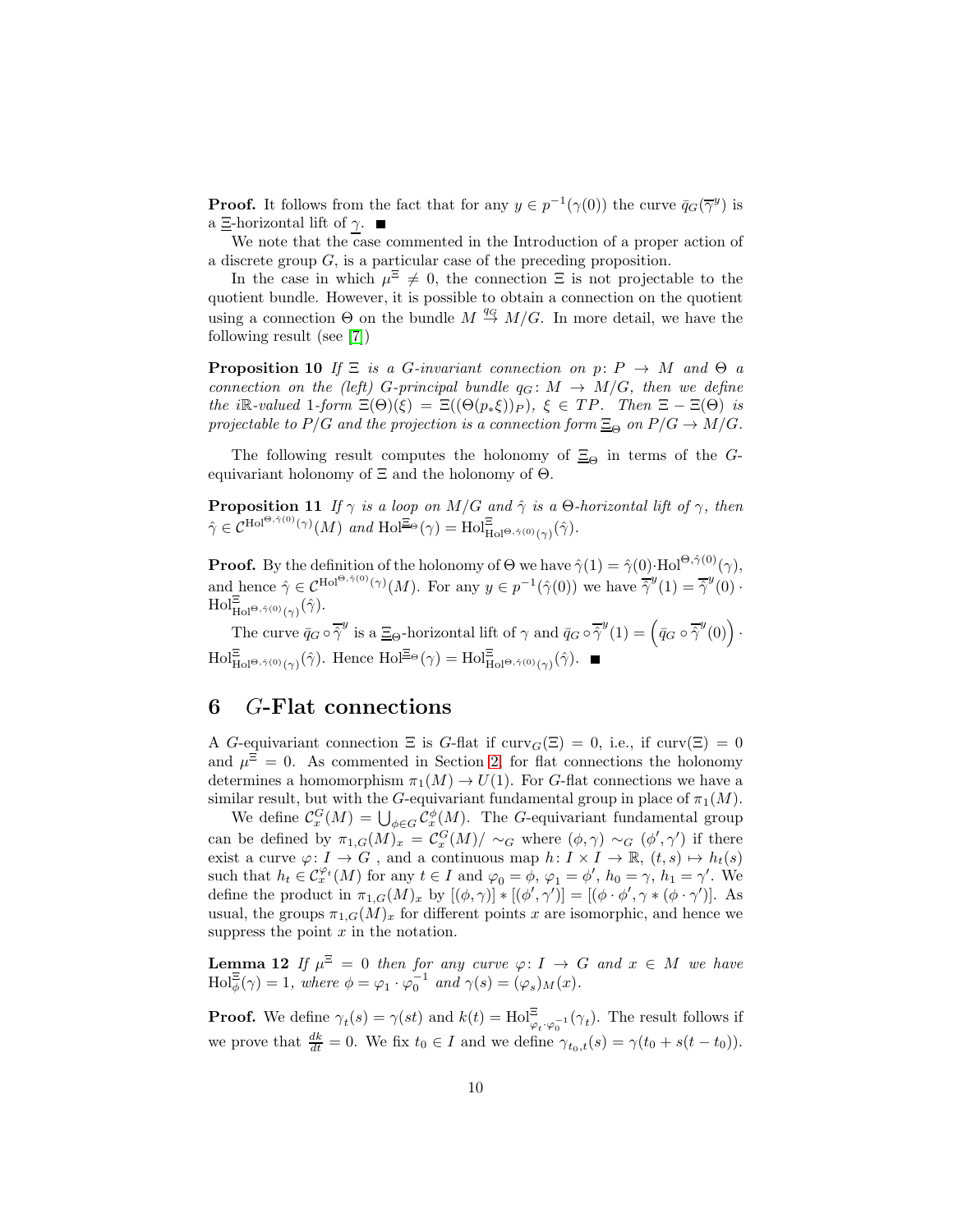**Proof.** It follows from the fact that for any $y \in p^{-1}(\gamma(0))$ the curve $\bar{q}_G(\overline{\gamma}^y)$ is a $\underline{\Xi}$-horizontal lift of $\underline{\gamma}$. ■

We note that the case commented in the Introduction of a proper action of a discrete group $G$, is a particular case of the preceding proposition.

In the case in which $\mu^{\Xi} \neq 0$, the connection $\Xi$ is not projectable to the quotient bundle. However, it is possible to obtain a connection on the quotient using a connection $\Theta$ on the bundle $M \overset{q_G}{\to} M/G$. In more detail, we have the following result (see [7])

**Proposition 10** *If $\Xi$ is a $G$-invariant connection on $p\colon P \to M$ and $\Theta$ a connection on the (left) $G$-principal bundle $q_G\colon M \to M/G$, then we define the $i\mathbb{R}$-valued 1-form $\Xi(\Theta)(\xi) = \Xi((\Theta(p_*\xi))_P)$, $\xi \in TP$. Then $\Xi - \Xi(\Theta)$ is projectable to $P/G$ and the projection is a connection form $\underline{\Xi}_\Theta$ on $P/G \to M/G$.*

The following result computes the holonomy of $\underline{\Xi}_\Theta$ in terms of the $G$-equivariant holonomy of $\Xi$ and the holonomy of $\Theta$.

**Proposition 11** *If $\gamma$ is a loop on $M/G$ and $\hat{\gamma}$ is a $\Theta$-horizontal lift of $\gamma$, then $\hat{\gamma} \in \mathcal{C}^{\mathrm{Hol}^{\Theta,\hat{\gamma}(0)}(\gamma)}(M)$ and $\mathrm{Hol}^{\underline{\Xi}_\Theta}(\gamma) = \mathrm{Hol}^{\Xi}_{\mathrm{Hol}^{\Theta,\hat{\gamma}(0)}(\gamma)}(\hat{\gamma})$.*

**Proof.** By the definition of the holonomy of $\Theta$ we have $\hat{\gamma}(1) = \hat{\gamma}(0)\cdot\mathrm{Hol}^{\Theta,\hat{\gamma}(0)}(\gamma)$, and hence $\hat{\gamma} \in \mathcal{C}^{\mathrm{Hol}^{\Theta,\hat{\gamma}(0)}(\gamma)}(M)$. For any $y \in p^{-1}(\hat{\gamma}(0))$ we have $\overline{\hat{\gamma}}^y(1) = \overline{\hat{\gamma}}^y(0) \cdot \mathrm{Hol}^{\Xi}_{\mathrm{Hol}^{\Theta,\hat{\gamma}(0)}(\gamma)}(\hat{\gamma})$.

The curve $\bar{q}_G \circ \overline{\hat{\gamma}}^y$ is a $\underline{\Xi}_\Theta$-horizontal lift of $\gamma$ and $\bar{q}_G \circ \overline{\hat{\gamma}}^y(1) = \left(\bar{q}_G \circ \overline{\hat{\gamma}}^y(0)\right) \cdot \mathrm{Hol}^{\Xi}_{\mathrm{Hol}^{\Theta,\hat{\gamma}(0)}(\gamma)}(\hat{\gamma})$. Hence $\mathrm{Hol}^{\underline{\Xi}_\Theta}(\gamma) = \mathrm{Hol}^{\Xi}_{\mathrm{Hol}^{\Theta,\hat{\gamma}(0)}(\gamma)}(\hat{\gamma})$. ■

# 6 $G$-Flat connections

A $G$-equivariant connection $\Xi$ is $G$-flat if $\mathrm{curv}_G(\Xi) = 0$, i.e., if $\mathrm{curv}(\Xi) = 0$ and $\mu^{\Xi} = 0$. As commented in Section 2, for flat connections the holonomy determines a homomorphism $\pi_1(M) \to U(1)$. For $G$-flat connections we have a similar result, but with the $G$-equivariant fundamental group in place of $\pi_1(M)$.

We define $\mathcal{C}^G_x(M) = \bigcup_{\phi \in G} \mathcal{C}^\phi_x(M)$. The $G$-equivariant fundamental group can be defined by $\pi_{1,G}(M)_x = \mathcal{C}^G_x(M)/\sim_G$ where $(\phi, \gamma) \sim_G (\phi', \gamma')$ if there exist a curve $\varphi\colon I \to G$ , and a continuous map $h\colon I \times I \to \mathbb{R}$, $(t, s) \mapsto h_t(s)$ such that $h_t \in \mathcal{C}^{\varphi_t}_x(M)$ for any $t \in I$ and $\varphi_0 = \phi$, $\varphi_1 = \phi'$, $h_0 = \gamma$, $h_1 = \gamma'$. We define the product in $\pi_{1,G}(M)_x$ by $[(\phi, \gamma)] * [(\phi', \gamma')] = [(\phi \cdot \phi', \gamma * (\phi \cdot \gamma')]$. As usual, the groups $\pi_{1,G}(M)_x$ for different points $x$ are isomorphic, and hence we suppress the point $x$ in the notation.

**Lemma 12** *If $\mu^{\Xi} = 0$ then for any curve $\varphi\colon I \to G$ and $x \in M$ we have $\mathrm{Hol}^{\Xi}_\phi(\gamma) = 1$, where $\phi = \varphi_1 \cdot \varphi_0^{-1}$ and $\gamma(s) = (\varphi_s)_M(x)$.*

**Proof.** We define $\gamma_t(s) = \gamma(st)$ and $k(t) = \mathrm{Hol}^{\Xi}_{\varphi_t\cdot\varphi_0^{-1}}(\gamma_t)$. The result follows if we prove that $\frac{dk}{dt} = 0$. We fix $t_0 \in I$ and we define $\gamma_{t_0,t}(s) = \gamma(t_0 + s(t - t_0))$.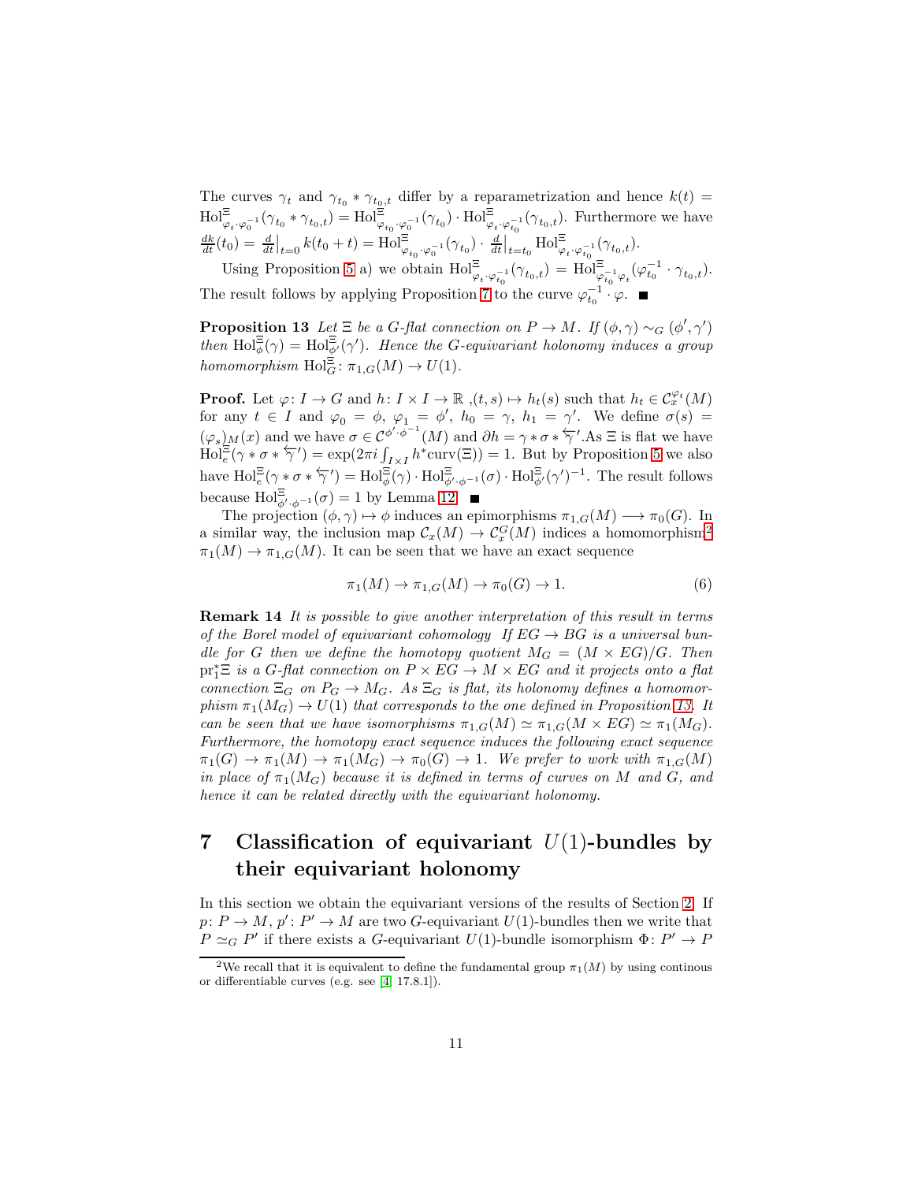The curves $\gamma_t$ and $\gamma_{t_0} * \gamma_{t_0,t}$ differ by a reparametrization and hence $k(t) = \mathrm{Hol}^{\Xi}_{\varphi_t\cdot\varphi_0^{-1}}(\gamma_{t_0} * \gamma_{t_0,t}) = \mathrm{Hol}^{\Xi}_{\varphi_{t_0}\cdot\varphi_0^{-1}}(\gamma_{t_0}) \cdot \mathrm{Hol}^{\Xi}_{\varphi_t\cdot\varphi_{t_0}^{-1}}(\gamma_{t_0,t})$. Furthermore we have $\frac{dk}{dt}(t_0) = \frac{d}{dt}\big|_{t=0} k(t_0+t) = \mathrm{Hol}^{\Xi}_{\varphi_{t_0}\cdot\varphi_0^{-1}}(\gamma_{t_0}) \cdot \frac{d}{dt}\big|_{t=t_0} \mathrm{Hol}^{\Xi}_{\varphi_t\cdot\varphi_{t_0}^{-1}}(\gamma_{t_0,t})$.

Using Proposition 5 a) we obtain $\mathrm{Hol}^{\Xi}_{\varphi_t\cdot\varphi_{t_0}^{-1}}(\gamma_{t_0,t}) = \mathrm{Hol}^{\Xi}_{\varphi_{t_0}^{-1}\varphi_t}(\varphi_{t_0}^{-1}\cdot\gamma_{t_0,t})$. The result follows by applying Proposition 7 to the curve $\varphi_{t_0}^{-1}\cdot\varphi$. ■

**Proposition 13** *Let $\Xi$ be a $G$-flat connection on $P \to M$. If $(\phi,\gamma) \sim_G (\phi',\gamma')$ then $\mathrm{Hol}^{\Xi}_{\phi}(\gamma) = \mathrm{Hol}^{\Xi}_{\phi'}(\gamma')$. Hence the $G$-equivariant holonomy induces a group homomorphism $\mathrm{Hol}^{\Xi}_{G} \colon \pi_{1,G}(M) \to U(1)$.*

**Proof.** Let $\varphi\colon I \to G$ and $h\colon I\times I \to \mathbb{R}$ ,$(t,s)\mapsto h_t(s)$ such that $h_t \in \mathcal{C}^{\varphi_t}_x(M)$ for any $t \in I$ and $\varphi_0 = \phi$, $\varphi_1 = \phi'$, $h_0 = \gamma$, $h_1 = \gamma'$. We define $\sigma(s) = (\varphi_s)_M(x)$ and we have $\sigma \in \mathcal{C}^{\phi'\cdot\phi^{-1}}(M)$ and $\partial h = \gamma * \sigma * \overleftarrow{\gamma}'$.As $\Xi$ is flat we have $\mathrm{Hol}^{\Xi}_{e}(\gamma * \sigma * \overleftarrow{\gamma}') = \exp(2\pi i \int_{I\times I} h^*\mathrm{curv}(\Xi)) = 1$. But by Proposition 5 we also have $\mathrm{Hol}^{\Xi}_{e}(\gamma * \sigma * \overleftarrow{\gamma}') = \mathrm{Hol}^{\Xi}_{\phi}(\gamma)\cdot \mathrm{Hol}^{\Xi}_{\phi'\cdot\phi^{-1}}(\sigma)\cdot \mathrm{Hol}^{\Xi}_{\phi'}(\gamma')^{-1}$. The result follows because $\mathrm{Hol}^{\Xi}_{\phi'\cdot\phi^{-1}}(\sigma) = 1$ by Lemma 12. ■

The projection $(\phi,\gamma)\mapsto\phi$ induces an epimorphisms $\pi_{1,G}(M) \longrightarrow \pi_0(G)$. In a similar way, the inclusion map $\mathcal{C}_x(M) \to \mathcal{C}^G_x(M)$ indices a homomorphism[2] $\pi_1(M) \to \pi_{1,G}(M)$. It can be seen that we have an exact sequence

$$\pi_1(M) \to \pi_{1,G}(M) \to \pi_0(G) \to 1. \tag{6}$$

**Remark 14** *It is possible to give another interpretation of this result in terms of the Borel model of equivariant cohomology If $EG \to BG$ is a universal bundle for $G$ then we define the homotopy quotient $M_G = (M \times EG)/G$. Then $\mathrm{pr}_1^*\Xi$ is a $G$-flat connection on $P\times EG \to M\times EG$ and it projects onto a flat connection $\Xi_G$ on $P_G \to M_G$. As $\Xi_G$ is flat, its holonomy defines a homomorphism $\pi_1(M_G) \to U(1)$ that corresponds to the one defined in Proposition 13. It can be seen that we have isomorphisms $\pi_{1,G}(M) \simeq \pi_{1,G}(M\times EG) \simeq \pi_1(M_G)$. Furthermore, the homotopy exact sequence induces the following exact sequence $\pi_1(G) \to \pi_1(M) \to \pi_1(M_G) \to \pi_0(G) \to 1$. We prefer to work with $\pi_{1,G}(M)$ in place of $\pi_1(M_G)$ because it is defined in terms of curves on $M$ and $G$, and hence it can be related directly with the equivariant holonomy.*

# 7 Classification of equivariant $U(1)$-bundles by their equivariant holonomy

In this section we obtain the equivariant versions of the results of Section 2. If $p\colon P \to M$, $p'\colon P' \to M$ are two $G$-equivariant $U(1)$-bundles then we write that $P \simeq_G P'$ if there exists a $G$-equivariant $U(1)$-bundle isomorphism $\Phi\colon P' \to P$

---

[2] We recall that it is equivalent to define the fundamental group $\pi_1(M)$ by using continous or differentiable curves (e.g. see [4, 17.8.1]).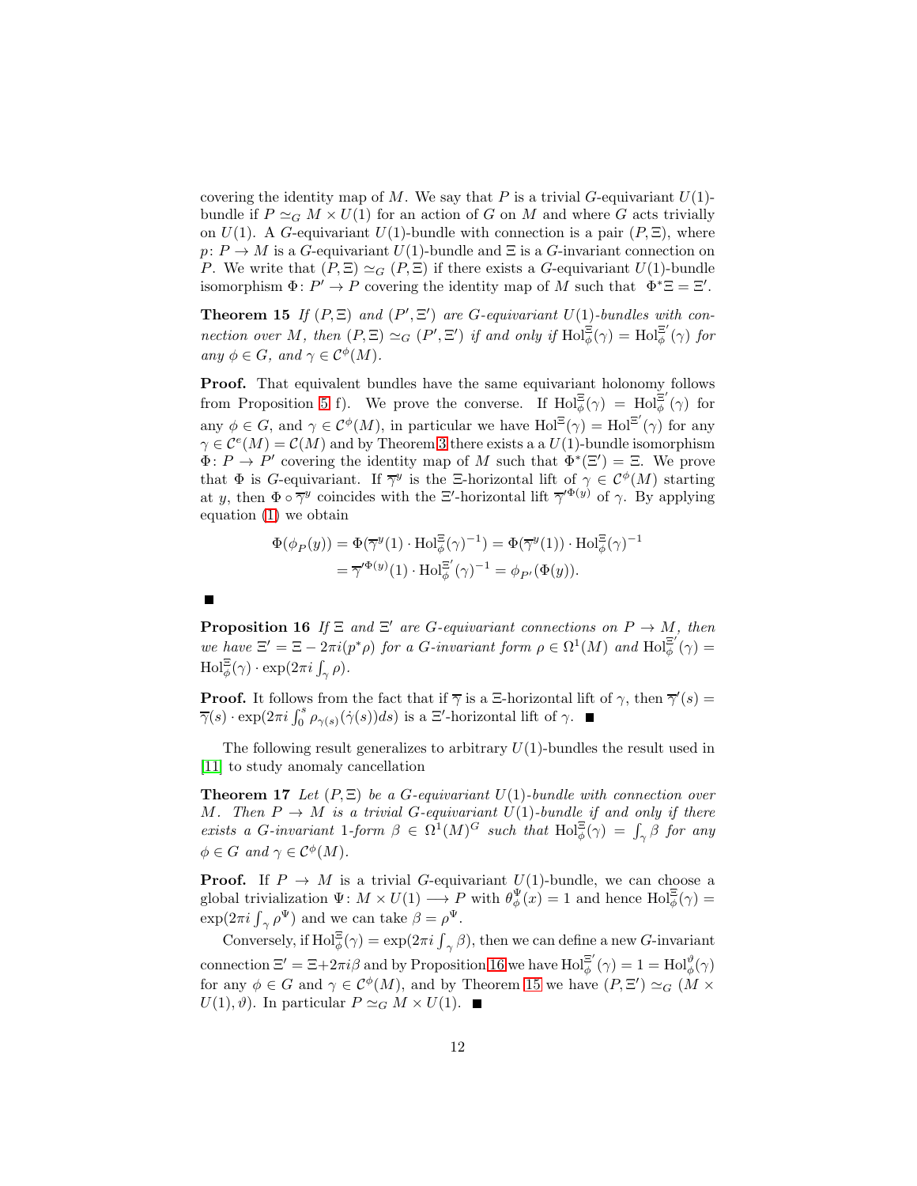covering the identity map of $M$. We say that $P$ is a trivial $G$-equivariant $U(1)$-bundle if $P \simeq_G M \times U(1)$ for an action of $G$ on $M$ and where $G$ acts trivially on $U(1)$. A $G$-equivariant $U(1)$-bundle with connection is a pair $(P, \Xi)$, where $p \colon P \to M$ is a $G$-equivariant $U(1)$-bundle and $\Xi$ is a $G$-invariant connection on $P$. We write that $(P, \Xi) \simeq_G (P, \Xi)$ if there exists a $G$-equivariant $U(1)$-bundle isomorphism $\Phi \colon P' \to P$ covering the identity map of $M$ such that $\Phi^*\Xi = \Xi'$.

**Theorem 15** *If $(P, \Xi)$ and $(P', \Xi')$ are $G$-equivariant $U(1)$-bundles with connection over $M$, then $(P, \Xi) \simeq_G (P', \Xi')$ if and only if $\mathrm{Hol}^{\Xi}_{\phi}(\gamma) = \mathrm{Hol}^{\Xi'}_{\phi}(\gamma)$ for any $\phi \in G$, and $\gamma \in \mathcal{C}^{\phi}(M)$.*

**Proof.** That equivalent bundles have the same equivariant holonomy follows from Proposition 5 f). We prove the converse. If $\mathrm{Hol}^{\Xi}_{\phi}(\gamma) = \mathrm{Hol}^{\Xi'}_{\phi}(\gamma)$ for any $\phi \in G$, and $\gamma \in \mathcal{C}^{\phi}(M)$, in particular we have $\mathrm{Hol}^{\Xi}(\gamma) = \mathrm{Hol}^{\Xi'}(\gamma)$ for any $\gamma \in \mathcal{C}^{e}(M) = \mathcal{C}(M)$ and by Theorem 3 there exists a a $U(1)$-bundle isomorphism $\Phi \colon P \to P'$ covering the identity map of $M$ such that $\Phi^*(\Xi') = \Xi$. We prove that $\Phi$ is $G$-equivariant. If $\overline{\gamma}^y$ is the $\Xi$-horizontal lift of $\gamma \in \mathcal{C}^{\phi}(M)$ starting at $y$, then $\Phi \circ \overline{\gamma}^y$ coincides with the $\Xi'$-horizontal lift $\overline{\gamma}'^{\Phi(y)}$ of $\gamma$. By applying equation (1) we obtain

$$
\begin{aligned}
\Phi(\phi_P(y)) &= \Phi(\overline{\gamma}^y(1) \cdot \mathrm{Hol}^{\Xi}_{\phi}(\gamma)^{-1}) = \Phi(\overline{\gamma}^y(1)) \cdot \mathrm{Hol}^{\Xi}_{\phi}(\gamma)^{-1} \\
&= \overline{\gamma}'^{\Phi(y)}(1) \cdot \mathrm{Hol}^{\Xi'}_{\phi}(\gamma)^{-1} = \phi_{P'}(\Phi(y)).
\end{aligned}
$$

■

**Proposition 16** *If $\Xi$ and $\Xi'$ are $G$-equivariant connections on $P \to M$, then we have $\Xi' = \Xi - 2\pi i(p^*\rho)$ for a $G$-invariant form $\rho \in \Omega^1(M)$ and $\mathrm{Hol}^{\Xi'}_{\phi}(\gamma) = \mathrm{Hol}^{\Xi}_{\phi}(\gamma) \cdot \exp(2\pi i \int_{\gamma} \rho)$.*

**Proof.** It follows from the fact that if $\overline{\gamma}$ is a $\Xi$-horizontal lift of $\gamma$, then $\overline{\gamma}'(s) = \overline{\gamma}(s) \cdot \exp(2\pi i \int_0^s \rho_{\gamma(s)}(\dot{\gamma}(s))ds)$ is a $\Xi'$-horizontal lift of $\gamma$. ■

The following result generalizes to arbitrary $U(1)$-bundles the result used in [11] to study anomaly cancellation

**Theorem 17** *Let $(P, \Xi)$ be a $G$-equivariant $U(1)$-bundle with connection over $M$. Then $P \to M$ is a trivial $G$-equivariant $U(1)$-bundle if and only if there exists a $G$-invariant 1-form $\beta \in \Omega^1(M)^G$ such that $\mathrm{Hol}^{\Xi}_{\phi}(\gamma) = \int_{\gamma} \beta$ for any $\phi \in G$ and $\gamma \in \mathcal{C}^{\phi}(M)$.*

**Proof.** If $P \to M$ is a trivial $G$-equivariant $U(1)$-bundle, we can choose a global trivialization $\Psi \colon M \times U(1) \longrightarrow P$ with $\theta^{\Psi}_{\phi}(x) = 1$ and hence $\mathrm{Hol}^{\Xi}_{\phi}(\gamma) = \exp(2\pi i \int_{\gamma} \rho^{\Psi})$ and we can take $\beta = \rho^{\Psi}$.

Conversely, if $\mathrm{Hol}^{\Xi}_{\phi}(\gamma) = \exp(2\pi i \int_{\gamma} \beta)$, then we can define a new $G$-invariant connection $\Xi' = \Xi + 2\pi i \beta$ and by Proposition 16 we have $\mathrm{Hol}^{\Xi'}_{\phi}(\gamma) = 1 = \mathrm{Hol}^{\vartheta}_{\phi}(\gamma)$ for any $\phi \in G$ and $\gamma \in \mathcal{C}^{\phi}(M)$, and by Theorem 15 we have $(P, \Xi') \simeq_G (M \times U(1), \vartheta)$. In particular $P \simeq_G M \times U(1)$. ■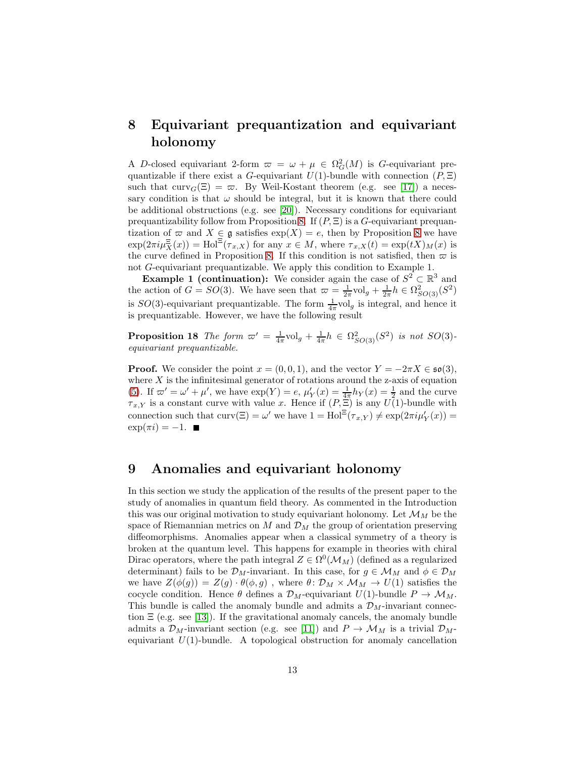# 8 Equivariant prequantization and equivariant holonomy

A $D$-closed equivariant 2-form $\varpi = \omega + \mu \in \Omega^2_G(M)$ is $G$-equivariant prequantizable if there exist a $G$-equivariant $U(1)$-bundle with connection $(P, \Xi)$ such that $\mathrm{curv}_G(\Xi) = \varpi$. By Weil-Kostant theorem (e.g. see [17]) a necessary condition is that $\omega$ should be integral, but it is known that there could be additional obstructions (e.g. see [20]). Necessary conditions for equivariant prequantizability follow from Proposition 8. If $(P, \Xi)$ is a $G$-equivariant prequantization of $\varpi$ and $X \in \mathfrak{g}$ satisfies $\exp(X) = e$, then by Proposition 8 we have $\exp(2\pi i \mu^{\Xi}_X(x)) = \mathrm{Hol}^{\Xi}(\tau_{x,X})$ for any $x \in M$, where $\tau_{x,X}(t) = \exp(tX)_M(x)$ is the curve defined in Proposition 8. If this condition is not satisfied, then $\varpi$ is not $G$-equivariant prequantizable. We apply this condition to Example 1.

**Example 1 (continuation):** We consider again the case of $S^2 \subset \mathbb{R}^3$ and the action of $G = SO(3)$. We have seen that $\varpi = \frac{1}{2\pi}\mathrm{vol}_g + \frac{1}{2\pi}h \in \Omega^2_{SO(3)}(S^2)$ is $SO(3)$-equivariant prequantizable. The form $\frac{1}{4\pi}\mathrm{vol}_g$ is integral, and hence it is prequantizable. However, we have the following result

**Proposition 18** *The form $\varpi' = \frac{1}{4\pi}\mathrm{vol}_g + \frac{1}{4\pi}h \in \Omega^2_{SO(3)}(S^2)$ is not $SO(3)$-equivariant prequantizable.*

**Proof.** We consider the point $x = (0, 0, 1)$, and the vector $Y = -2\pi X \in \mathfrak{so}(3)$, where $X$ is the infinitesimal generator of rotations around the z-axis of equation (5). If $\varpi' = \omega' + \mu'$, we have $\exp(Y) = e$, $\mu'_Y(x) = \frac{1}{4\pi}h_Y(x) = \frac{1}{2}$ and the curve $\tau_{x,Y}$ is a constant curve with value $x$. Hence if $(P, \Xi)$ is any $U(1)$-bundle with connection such that $\mathrm{curv}(\Xi) = \omega'$ we have $1 = \mathrm{Hol}^{\Xi}(\tau_{x,Y}) \neq \exp(2\pi i \mu'_Y(x)) = \exp(\pi i) = -1$. ■

# 9 Anomalies and equivariant holonomy

In this section we study the application of the results of the present paper to the study of anomalies in quantum field theory. As commented in the Introduction this was our original motivation to study equivariant holonomy. Let $\mathcal{M}_M$ be the space of Riemannian metrics on $M$ and $\mathcal{D}_M$ the group of orientation preserving diffeomorphisms. Anomalies appear when a classical symmetry of a theory is broken at the quantum level. This happens for example in theories with chiral Dirac operators, where the path integral $Z \in \Omega^0(\mathcal{M}_M)$ (defined as a regularized determinant) fails to be $\mathcal{D}_M$-invariant. In this case, for $g \in \mathcal{M}_M$ and $\phi \in \mathcal{D}_M$ we have $Z(\phi(g)) = Z(g) \cdot \theta(\phi, g)$ , where $\theta \colon \mathcal{D}_M \times \mathcal{M}_M \to U(1)$ satisfies the cocycle condition. Hence $\theta$ defines a $\mathcal{D}_M$-equivariant $U(1)$-bundle $P \to \mathcal{M}_M$. This bundle is called the anomaly bundle and admits a $\mathcal{D}_M$-invariant connection $\Xi$ (e.g. see [13]). If the gravitational anomaly cancels, the anomaly bundle admits a $\mathcal{D}_M$-invariant section (e.g. see [11]) and $P \to \mathcal{M}_M$ is a trivial $\mathcal{D}_M$-equivariant $U(1)$-bundle. A topological obstruction for anomaly cancellation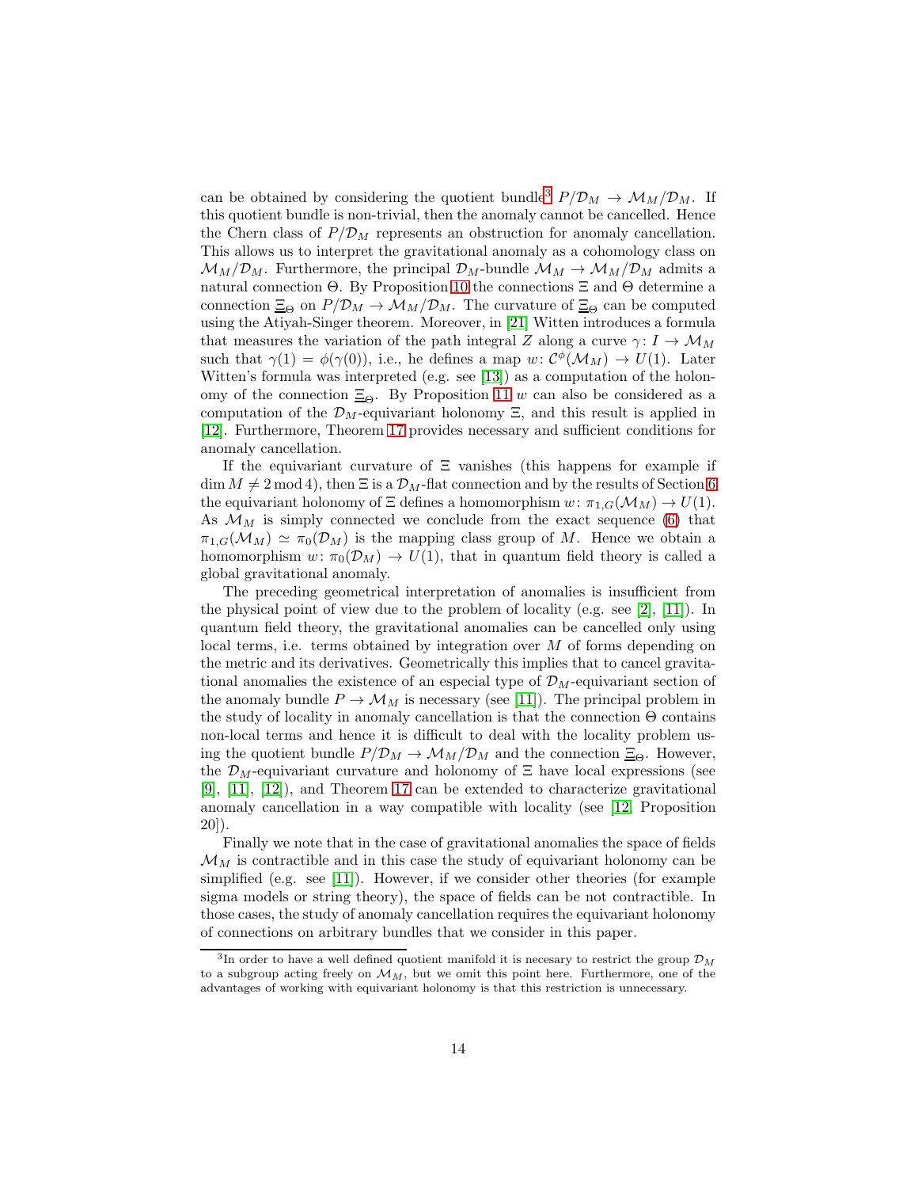can be obtained by considering the quotient bundle[3] $P/\mathcal{D}_M \to \mathcal{M}_M/\mathcal{D}_M$. If this quotient bundle is non-trivial, then the anomaly cannot be cancelled. Hence the Chern class of $P/\mathcal{D}_M$ represents an obstruction for anomaly cancellation. This allows us to interpret the gravitational anomaly as a cohomology class on $\mathcal{M}_M/\mathcal{D}_M$. Furthermore, the principal $\mathcal{D}_M$-bundle $\mathcal{M}_M \to \mathcal{M}_M/\mathcal{D}_M$ admits a natural connection $\Theta$. By Proposition 10 the connections $\Xi$ and $\Theta$ determine a connection $\underline{\Xi}_\Theta$ on $P/\mathcal{D}_M \to \mathcal{M}_M/\mathcal{D}_M$. The curvature of $\underline{\Xi}_\Theta$ can be computed using the Atiyah-Singer theorem. Moreover, in [21] Witten introduces a formula that measures the variation of the path integral $Z$ along a curve $\gamma\colon I \to \mathcal{M}_M$ such that $\gamma(1) = \phi(\gamma(0))$, i.e., he defines a map $w\colon \mathcal{C}^\phi(\mathcal{M}_M) \to U(1)$. Later Witten's formula was interpreted (e.g. see [13]) as a computation of the holonomy of the connection $\underline{\Xi}_\Theta$. By Proposition 11 $w$ can also be considered as a computation of the $\mathcal{D}_M$-equivariant holonomy $\Xi$, and this result is applied in [12]. Furthermore, Theorem 17 provides necessary and sufficient conditions for anomaly cancellation.

If the equivariant curvature of $\Xi$ vanishes (this happens for example if $\dim M \neq 2 \bmod 4$), then $\Xi$ is a $\mathcal{D}_M$-flat connection and by the results of Section 6 the equivariant holonomy of $\Xi$ defines a homomorphism $w\colon \pi_{1,G}(\mathcal{M}_M) \to U(1)$. As $\mathcal{M}_M$ is simply connected we conclude from the exact sequence (6) that $\pi_{1,G}(\mathcal{M}_M) \simeq \pi_0(\mathcal{D}_M)$ is the mapping class group of $M$. Hence we obtain a homomorphism $w\colon \pi_0(\mathcal{D}_M) \to U(1)$, that in quantum field theory is called a global gravitational anomaly.

The preceding geometrical interpretation of anomalies is insufficient from the physical point of view due to the problem of locality (e.g. see [2], [11]). In quantum field theory, the gravitational anomalies can be cancelled only using local terms, i.e. terms obtained by integration over $M$ of forms depending on the metric and its derivatives. Geometrically this implies that to cancel gravitational anomalies the existence of an especial type of $\mathcal{D}_M$-equivariant section of the anomaly bundle $P \to \mathcal{M}_M$ is necessary (see [11]). The principal problem in the study of locality in anomaly cancellation is that the connection $\Theta$ contains non-local terms and hence it is difficult to deal with the locality problem using the quotient bundle $P/\mathcal{D}_M \to \mathcal{M}_M/\mathcal{D}_M$ and the connection $\underline{\Xi}_\Theta$. However, the $\mathcal{D}_M$-equivariant curvature and holonomy of $\Xi$ have local expressions (see [9], [11], [12]), and Theorem 17 can be extended to characterize gravitational anomaly cancellation in a way compatible with locality (see [12, Proposition 20]).

Finally we note that in the case of gravitational anomalies the space of fields $\mathcal{M}_M$ is contractible and in this case the study of equivariant holonomy can be simplified (e.g. see [11]). However, if we consider other theories (for example sigma models or string theory), the space of fields can be not contractible. In those cases, the study of anomaly cancellation requires the equivariant holonomy of connections on arbitrary bundles that we consider in this paper.

[3] In order to have a well defined quotient manifold it is necesary to restrict the group $\mathcal{D}_M$ to a subgroup acting freely on $\mathcal{M}_M$, but we omit this point here. Furthermore, one of the advantages of working with equivariant holonomy is that this restriction is unnecessary.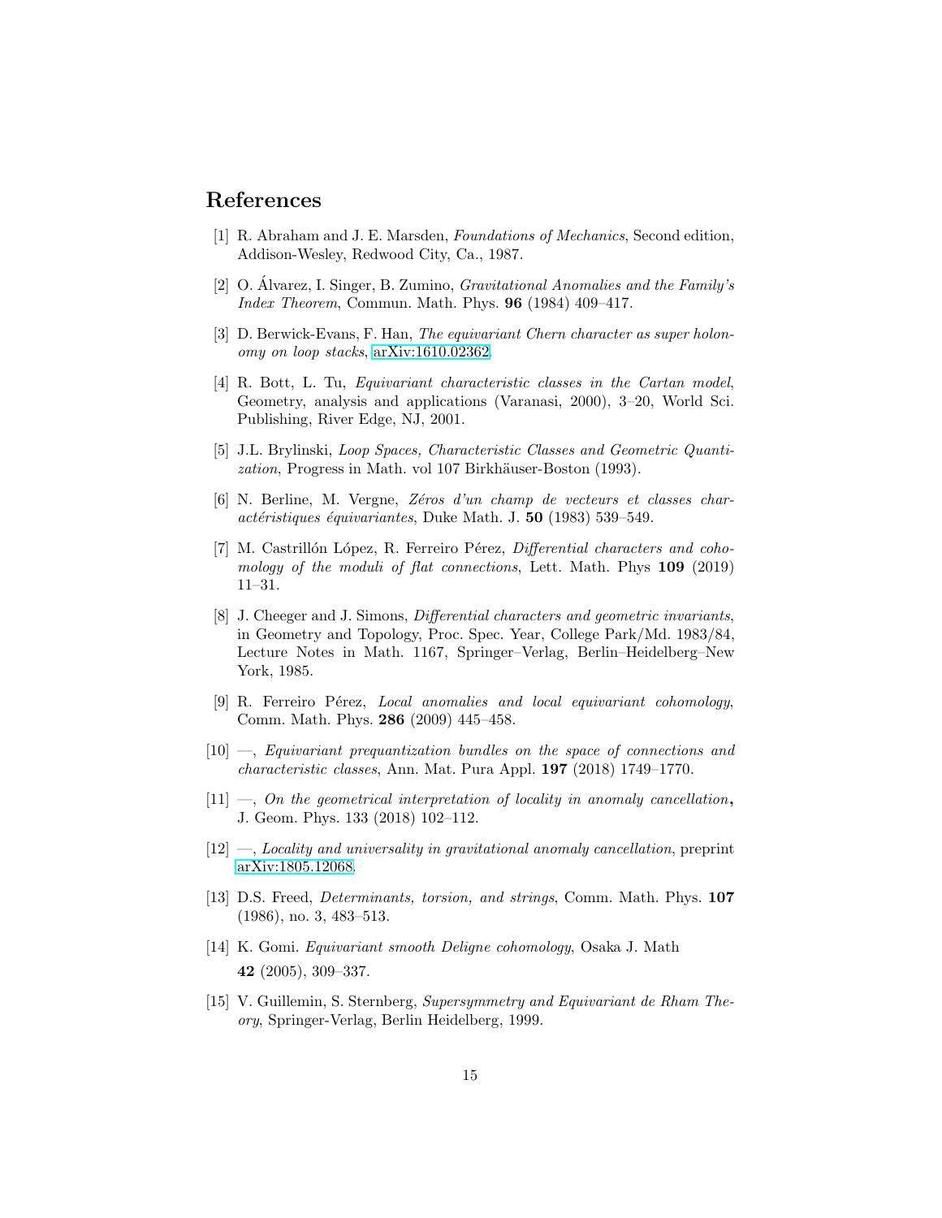## References

[1] R. Abraham and J. E. Marsden, *Foundations of Mechanics*, Second edition, Addison-Wesley, Redwood City, Ca., 1987.

[2] O. Álvarez, I. Singer, B. Zumino, *Gravitational Anomalies and the Family's Index Theorem*, Commun. Math. Phys. **96** (1984) 409–417.

[3] D. Berwick-Evans, F. Han, *The equivariant Chern character as super holonomy on loop stacks*, arXiv:1610.02362.

[4] R. Bott, L. Tu, *Equivariant characteristic classes in the Cartan model*, Geometry, analysis and applications (Varanasi, 2000), 3–20, World Sci. Publishing, River Edge, NJ, 2001.

[5] J.L. Brylinski, *Loop Spaces, Characteristic Classes and Geometric Quantization*, Progress in Math. vol 107 Birkhäuser-Boston (1993).

[6] N. Berline, M. Vergne, *Zéros d'un champ de vecteurs et classes charactéristiques équivariantes*, Duke Math. J. **50** (1983) 539–549.

[7] M. Castrillón López, R. Ferreiro Pérez, *Differential characters and cohomology of the moduli of flat connections*, Lett. Math. Phys **109** (2019) 11–31.

[8] J. Cheeger and J. Simons, *Differential characters and geometric invariants*, in Geometry and Topology, Proc. Spec. Year, College Park/Md. 1983/84, Lecture Notes in Math. 1167, Springer–Verlag, Berlin–Heidelberg–New York, 1985.

[9] R. Ferreiro Pérez, *Local anomalies and local equivariant cohomology*, Comm. Math. Phys. **286** (2009) 445–458.

[10] —, *Equivariant prequantization bundles on the space of connections and characteristic classes*, Ann. Mat. Pura Appl. **197** (2018) 1749–1770.

[11] —, *On the geometrical interpretation of locality in anomaly cancellation*, J. Geom. Phys. 133 (2018) 102–112.

[12] —, *Locality and universality in gravitational anomaly cancellation*, preprint arXiv:1805.12068.

[13] D.S. Freed, *Determinants, torsion, and strings*, Comm. Math. Phys. **107** (1986), no. 3, 483–513.

[14] K. Gomi. *Equivariant smooth Deligne cohomology*, Osaka J. Math **42** (2005), 309–337.

[15] V. Guillemin, S. Sternberg, *Supersymmetry and Equivariant de Rham Theory*, Springer-Verlag, Berlin Heidelberg, 1999.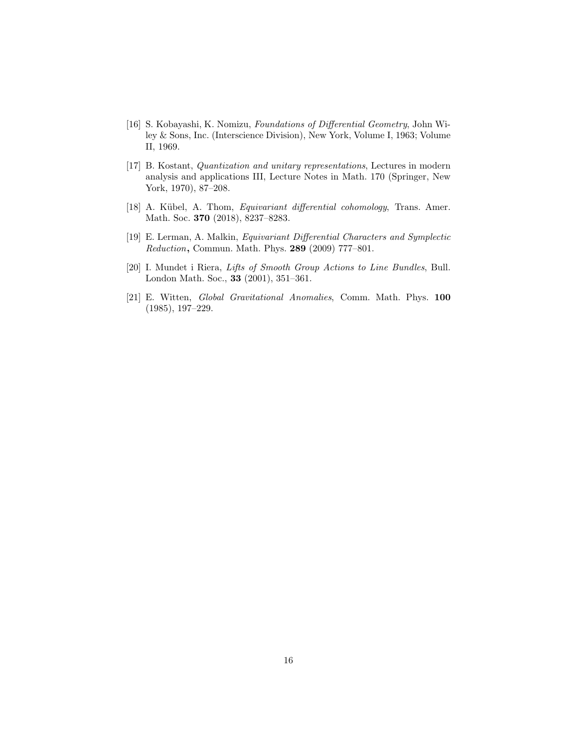[16] S. Kobayashi, K. Nomizu, *Foundations of Differential Geometry*, John Wiley & Sons, Inc. (Interscience Division), New York, Volume I, 1963; Volume II, 1969.

[17] B. Kostant, *Quantization and unitary representations*, Lectures in modern analysis and applications III, Lecture Notes in Math. 170 (Springer, New York, 1970), 87–208.

[18] A. Kübel, A. Thom, *Equivariant differential cohomology*, Trans. Amer. Math. Soc. **370** (2018), 8237–8283.

[19] E. Lerman, A. Malkin, *Equivariant Differential Characters and Symplectic Reduction*, Commun. Math. Phys. **289** (2009) 777–801.

[20] I. Mundet i Riera, *Lifts of Smooth Group Actions to Line Bundles*, Bull. London Math. Soc., **33** (2001), 351–361.

[21] E. Witten, *Global Gravitational Anomalies*, Comm. Math. Phys. **100** (1985), 197–229.